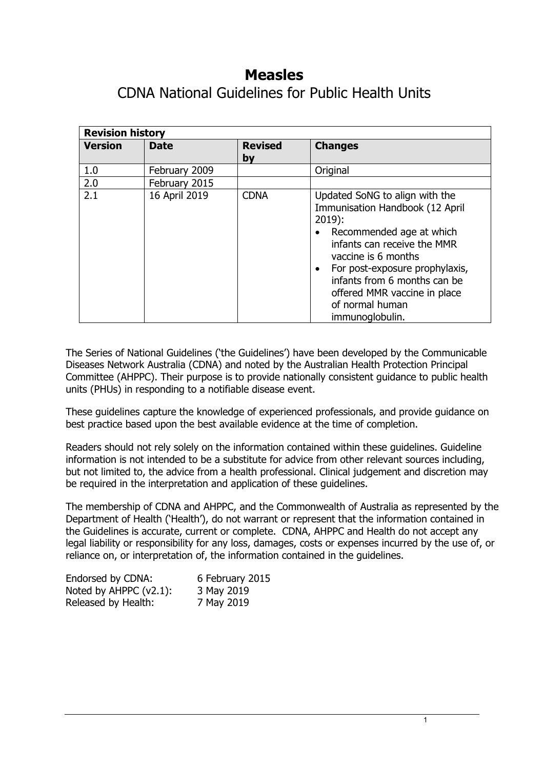# Measles

## CDNA National Guidelines for Public Health Units

| Revision history | | | |
|---|---|---|---|
| **Version** | **Date** | **Revised by** | **Changes** |
| 1.0 | February 2009 | | Original |
| 2.0 | February 2015 | | |
| 2.1 | 16 April 2019 | CDNA | Updated SoNG to align with the Immunisation Handbook (12 April 2019):<br>• Recommended age at which infants can receive the MMR vaccine is 6 months<br>• For post-exposure prophylaxis, infants from 6 months can be offered MMR vaccine in place of normal human immunoglobulin. |

The Series of National Guidelines ('the Guidelines') have been developed by the Communicable Diseases Network Australia (CDNA) and noted by the Australian Health Protection Principal Committee (AHPPC). Their purpose is to provide nationally consistent guidance to public health units (PHUs) in responding to a notifiable disease event.

These guidelines capture the knowledge of experienced professionals, and provide guidance on best practice based upon the best available evidence at the time of completion.

Readers should not rely solely on the information contained within these guidelines. Guideline information is not intended to be a substitute for advice from other relevant sources including, but not limited to, the advice from a health professional. Clinical judgement and discretion may be required in the interpretation and application of these guidelines.

The membership of CDNA and AHPPC, and the Commonwealth of Australia as represented by the Department of Health ('Health'), do not warrant or represent that the information contained in the Guidelines is accurate, current or complete. CDNA, AHPPC and Health do not accept any legal liability or responsibility for any loss, damages, costs or expenses incurred by the use of, or reliance on, or interpretation of, the information contained in the guidelines.

Endorsed by CDNA: 6 February 2015
Noted by AHPPC (v2.1): 3 May 2019
Released by Health: 7 May 2019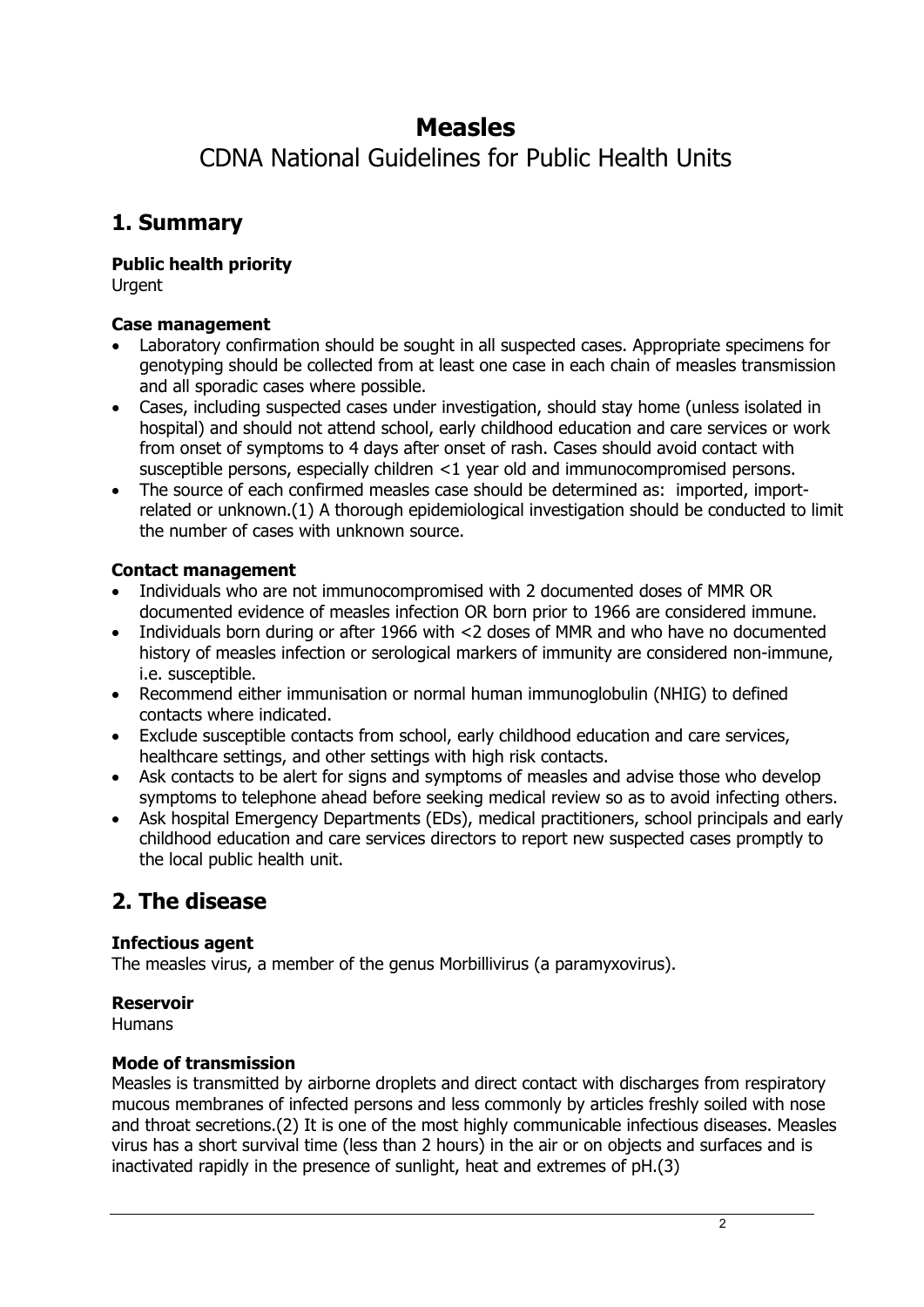# Measles

CDNA National Guidelines for Public Health Units

## 1. Summary

### Public health priority

Urgent

### Case management

- Laboratory confirmation should be sought in all suspected cases. Appropriate specimens for genotyping should be collected from at least one case in each chain of measles transmission and all sporadic cases where possible.
- Cases, including suspected cases under investigation, should stay home (unless isolated in hospital) and should not attend school, early childhood education and care services or work from onset of symptoms to 4 days after onset of rash. Cases should avoid contact with susceptible persons, especially children <1 year old and immunocompromised persons.
- The source of each confirmed measles case should be determined as: imported, import-related or unknown.(1) A thorough epidemiological investigation should be conducted to limit the number of cases with unknown source.

### Contact management

- Individuals who are not immunocompromised with 2 documented doses of MMR OR documented evidence of measles infection OR born prior to 1966 are considered immune.
- Individuals born during or after 1966 with <2 doses of MMR and who have no documented history of measles infection or serological markers of immunity are considered non-immune, i.e. susceptible.
- Recommend either immunisation or normal human immunoglobulin (NHIG) to defined contacts where indicated.
- Exclude susceptible contacts from school, early childhood education and care services, healthcare settings, and other settings with high risk contacts.
- Ask contacts to be alert for signs and symptoms of measles and advise those who develop symptoms to telephone ahead before seeking medical review so as to avoid infecting others.
- Ask hospital Emergency Departments (EDs), medical practitioners, school principals and early childhood education and care services directors to report new suspected cases promptly to the local public health unit.

## 2. The disease

### Infectious agent

The measles virus, a member of the genus Morbillivirus (a paramyxovirus).

### Reservoir

Humans

### Mode of transmission

Measles is transmitted by airborne droplets and direct contact with discharges from respiratory mucous membranes of infected persons and less commonly by articles freshly soiled with nose and throat secretions.(2) It is one of the most highly communicable infectious diseases. Measles virus has a short survival time (less than 2 hours) in the air or on objects and surfaces and is inactivated rapidly in the presence of sunlight, heat and extremes of pH.(3)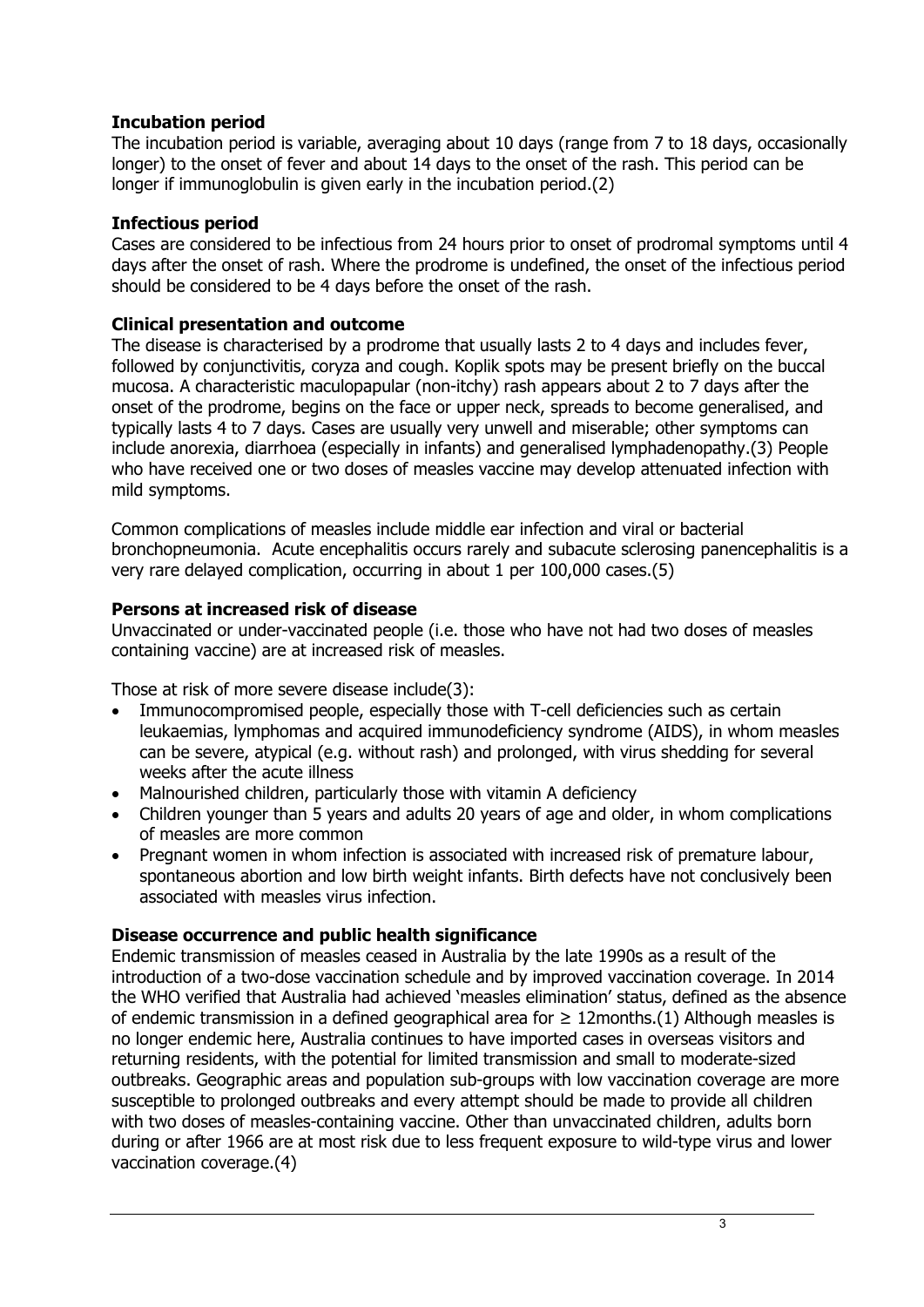### Incubation period

The incubation period is variable, averaging about 10 days (range from 7 to 18 days, occasionally longer) to the onset of fever and about 14 days to the onset of the rash. This period can be longer if immunoglobulin is given early in the incubation period.(2)

### Infectious period

Cases are considered to be infectious from 24 hours prior to onset of prodromal symptoms until 4 days after the onset of rash. Where the prodrome is undefined, the onset of the infectious period should be considered to be 4 days before the onset of the rash.

### Clinical presentation and outcome

The disease is characterised by a prodrome that usually lasts 2 to 4 days and includes fever, followed by conjunctivitis, coryza and cough. Koplik spots may be present briefly on the buccal mucosa. A characteristic maculopapular (non-itchy) rash appears about 2 to 7 days after the onset of the prodrome, begins on the face or upper neck, spreads to become generalised, and typically lasts 4 to 7 days. Cases are usually very unwell and miserable; other symptoms can include anorexia, diarrhoea (especially in infants) and generalised lymphadenopathy.(3) People who have received one or two doses of measles vaccine may develop attenuated infection with mild symptoms.

Common complications of measles include middle ear infection and viral or bacterial bronchopneumonia. Acute encephalitis occurs rarely and subacute sclerosing panencephalitis is a very rare delayed complication, occurring in about 1 per 100,000 cases.(5)

### Persons at increased risk of disease

Unvaccinated or under-vaccinated people (i.e. those who have not had two doses of measles containing vaccine) are at increased risk of measles.

Those at risk of more severe disease include(3):

- Immunocompromised people, especially those with T-cell deficiencies such as certain leukaemias, lymphomas and acquired immunodeficiency syndrome (AIDS), in whom measles can be severe, atypical (e.g. without rash) and prolonged, with virus shedding for several weeks after the acute illness
- Malnourished children, particularly those with vitamin A deficiency
- Children younger than 5 years and adults 20 years of age and older, in whom complications of measles are more common
- Pregnant women in whom infection is associated with increased risk of premature labour, spontaneous abortion and low birth weight infants. Birth defects have not conclusively been associated with measles virus infection.

### Disease occurrence and public health significance

Endemic transmission of measles ceased in Australia by the late 1990s as a result of the introduction of a two-dose vaccination schedule and by improved vaccination coverage. In 2014 the WHO verified that Australia had achieved 'measles elimination' status, defined as the absence of endemic transmission in a defined geographical area for ≥ 12months.(1) Although measles is no longer endemic here, Australia continues to have imported cases in overseas visitors and returning residents, with the potential for limited transmission and small to moderate-sized outbreaks. Geographic areas and population sub-groups with low vaccination coverage are more susceptible to prolonged outbreaks and every attempt should be made to provide all children with two doses of measles-containing vaccine. Other than unvaccinated children, adults born during or after 1966 are at most risk due to less frequent exposure to wild-type virus and lower vaccination coverage.(4)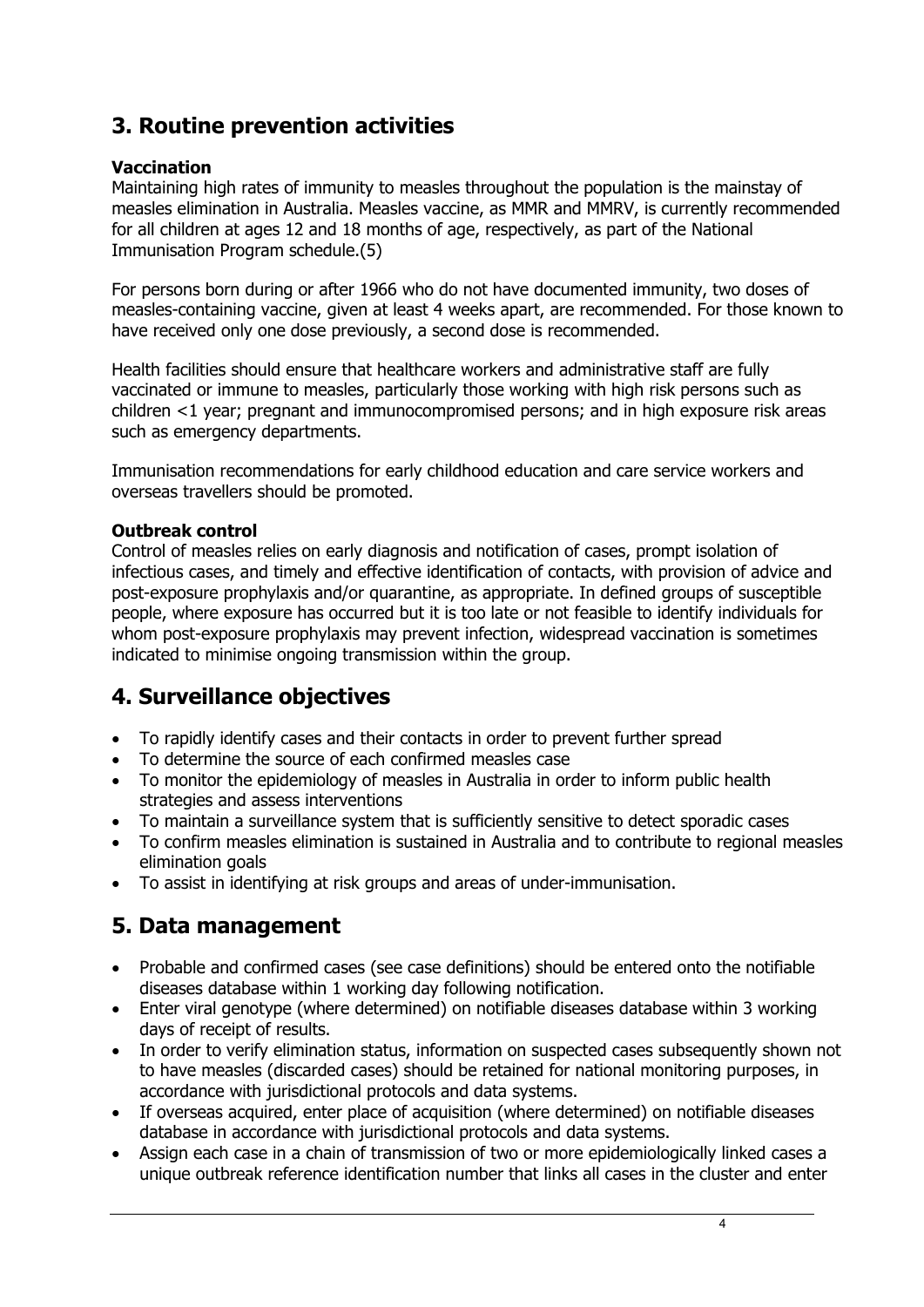## 3. Routine prevention activities

**Vaccination**

Maintaining high rates of immunity to measles throughout the population is the mainstay of measles elimination in Australia. Measles vaccine, as MMR and MMRV, is currently recommended for all children at ages 12 and 18 months of age, respectively, as part of the National Immunisation Program schedule.(5)

For persons born during or after 1966 who do not have documented immunity, two doses of measles-containing vaccine, given at least 4 weeks apart, are recommended. For those known to have received only one dose previously, a second dose is recommended.

Health facilities should ensure that healthcare workers and administrative staff are fully vaccinated or immune to measles, particularly those working with high risk persons such as children <1 year; pregnant and immunocompromised persons; and in high exposure risk areas such as emergency departments.

Immunisation recommendations for early childhood education and care service workers and overseas travellers should be promoted.

**Outbreak control**

Control of measles relies on early diagnosis and notification of cases, prompt isolation of infectious cases, and timely and effective identification of contacts, with provision of advice and post-exposure prophylaxis and/or quarantine, as appropriate. In defined groups of susceptible people, where exposure has occurred but it is too late or not feasible to identify individuals for whom post-exposure prophylaxis may prevent infection, widespread vaccination is sometimes indicated to minimise ongoing transmission within the group.

## 4. Surveillance objectives

- To rapidly identify cases and their contacts in order to prevent further spread
- To determine the source of each confirmed measles case
- To monitor the epidemiology of measles in Australia in order to inform public health strategies and assess interventions
- To maintain a surveillance system that is sufficiently sensitive to detect sporadic cases
- To confirm measles elimination is sustained in Australia and to contribute to regional measles elimination goals
- To assist in identifying at risk groups and areas of under-immunisation.

## 5. Data management

- Probable and confirmed cases (see case definitions) should be entered onto the notifiable diseases database within 1 working day following notification.
- Enter viral genotype (where determined) on notifiable diseases database within 3 working days of receipt of results.
- In order to verify elimination status, information on suspected cases subsequently shown not to have measles (discarded cases) should be retained for national monitoring purposes, in accordance with jurisdictional protocols and data systems.
- If overseas acquired, enter place of acquisition (where determined) on notifiable diseases database in accordance with jurisdictional protocols and data systems.
- Assign each case in a chain of transmission of two or more epidemiologically linked cases a unique outbreak reference identification number that links all cases in the cluster and enter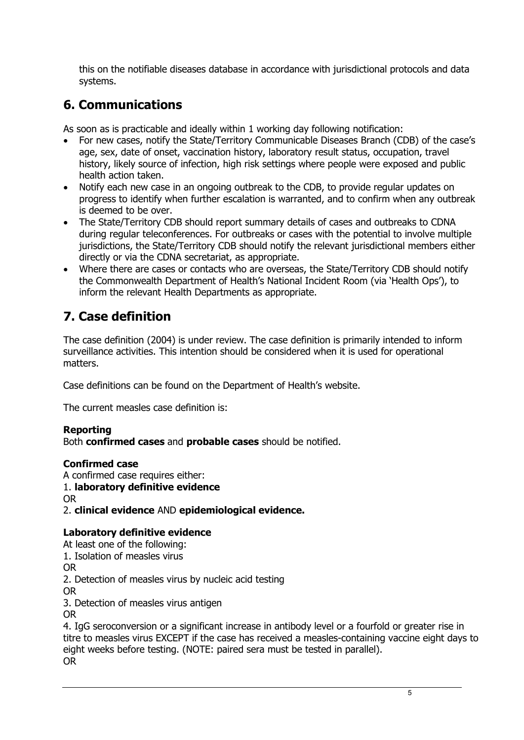this on the notifiable diseases database in accordance with jurisdictional protocols and data systems.

## 6. Communications

As soon as is practicable and ideally within 1 working day following notification:

- For new cases, notify the State/Territory Communicable Diseases Branch (CDB) of the case's age, sex, date of onset, vaccination history, laboratory result status, occupation, travel history, likely source of infection, high risk settings where people were exposed and public health action taken.
- Notify each new case in an ongoing outbreak to the CDB, to provide regular updates on progress to identify when further escalation is warranted, and to confirm when any outbreak is deemed to be over.
- The State/Territory CDB should report summary details of cases and outbreaks to CDNA during regular teleconferences. For outbreaks or cases with the potential to involve multiple jurisdictions, the State/Territory CDB should notify the relevant jurisdictional members either directly or via the CDNA secretariat, as appropriate.
- Where there are cases or contacts who are overseas, the State/Territory CDB should notify the Commonwealth Department of Health's National Incident Room (via 'Health Ops'), to inform the relevant Health Departments as appropriate.

## 7. Case definition

The case definition (2004) is under review. The case definition is primarily intended to inform surveillance activities. This intention should be considered when it is used for operational matters.

Case definitions can be found on the Department of Health's website.

The current measles case definition is:

**Reporting**
Both **confirmed cases** and **probable cases** should be notified.

**Confirmed case**
A confirmed case requires either:
1. **laboratory definitive evidence**
OR
2. **clinical evidence** AND **epidemiological evidence.**

**Laboratory definitive evidence**
At least one of the following:
1. Isolation of measles virus
OR
2. Detection of measles virus by nucleic acid testing
OR
3. Detection of measles virus antigen
OR
4. IgG seroconversion or a significant increase in antibody level or a fourfold or greater rise in titre to measles virus EXCEPT if the case has received a measles-containing vaccine eight days to eight weeks before testing. (NOTE: paired sera must be tested in parallel).
OR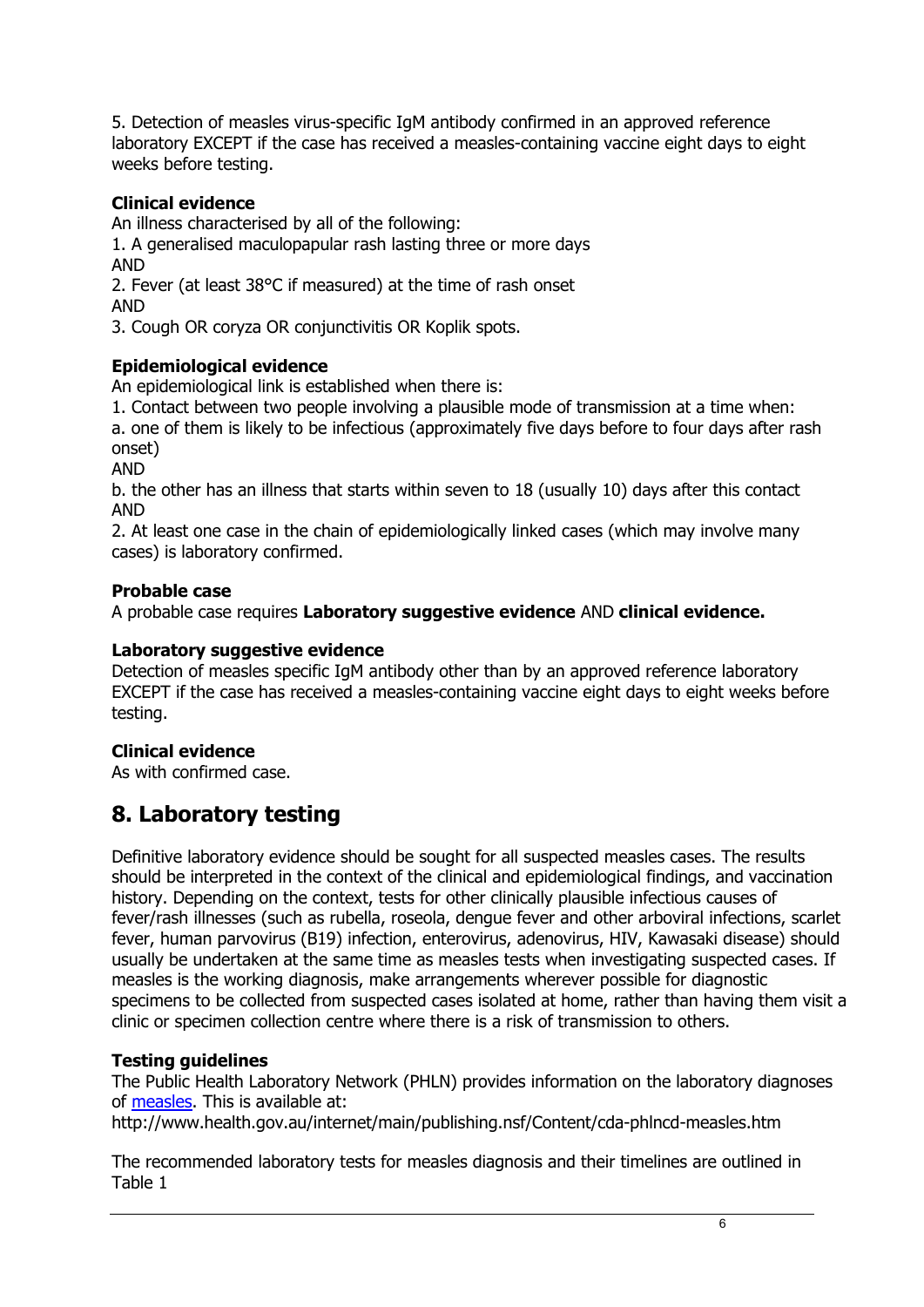5. Detection of measles virus-specific IgM antibody confirmed in an approved reference laboratory EXCEPT if the case has received a measles-containing vaccine eight days to eight weeks before testing.

**Clinical evidence**

An illness characterised by all of the following:

1. A generalised maculopapular rash lasting three or more days

AND

2. Fever (at least 38°C if measured) at the time of rash onset

AND

3. Cough OR coryza OR conjunctivitis OR Koplik spots.

**Epidemiological evidence**

An epidemiological link is established when there is:

1. Contact between two people involving a plausible mode of transmission at a time when:

a. one of them is likely to be infectious (approximately five days before to four days after rash onset)

AND

b. the other has an illness that starts within seven to 18 (usually 10) days after this contact

AND

2. At least one case in the chain of epidemiologically linked cases (which may involve many cases) is laboratory confirmed.

**Probable case**

A probable case requires **Laboratory suggestive evidence** AND **clinical evidence.**

**Laboratory suggestive evidence**

Detection of measles specific IgM antibody other than by an approved reference laboratory EXCEPT if the case has received a measles-containing vaccine eight days to eight weeks before testing.

**Clinical evidence**

As with confirmed case.

## 8. Laboratory testing

Definitive laboratory evidence should be sought for all suspected measles cases. The results should be interpreted in the context of the clinical and epidemiological findings, and vaccination history. Depending on the context, tests for other clinically plausible infectious causes of fever/rash illnesses (such as rubella, roseola, dengue fever and other arboviral infections, scarlet fever, human parvovirus (B19) infection, enterovirus, adenovirus, HIV, Kawasaki disease) should usually be undertaken at the same time as measles tests when investigating suspected cases. If measles is the working diagnosis, make arrangements wherever possible for diagnostic specimens to be collected from suspected cases isolated at home, rather than having them visit a clinic or specimen collection centre where there is a risk of transmission to others.

**Testing guidelines**

The Public Health Laboratory Network (PHLN) provides information on the laboratory diagnoses of measles. This is available at:
http://www.health.gov.au/internet/main/publishing.nsf/Content/cda-phlncd-measles.htm

The recommended laboratory tests for measles diagnosis and their timelines are outlined in Table 1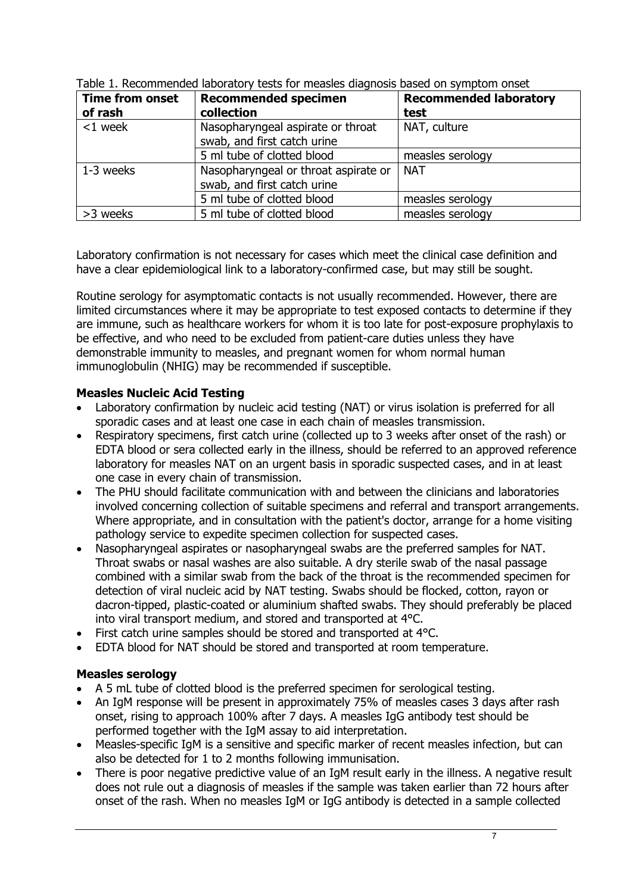Table 1. Recommended laboratory tests for measles diagnosis based on symptom onset

| Time from onset of rash | Recommended specimen collection | Recommended laboratory test |
| --- | --- | --- |
| <1 week | Nasopharyngeal aspirate or throat swab, and first catch urine | NAT, culture |
| | 5 ml tube of clotted blood | measles serology |
| 1-3 weeks | Nasopharyngeal or throat aspirate or swab, and first catch urine | NAT |
| | 5 ml tube of clotted blood | measles serology |
| >3 weeks | 5 ml tube of clotted blood | measles serology |

Laboratory confirmation is not necessary for cases which meet the clinical case definition and have a clear epidemiological link to a laboratory-confirmed case, but may still be sought.

Routine serology for asymptomatic contacts is not usually recommended. However, there are limited circumstances where it may be appropriate to test exposed contacts to determine if they are immune, such as healthcare workers for whom it is too late for post-exposure prophylaxis to be effective, and who need to be excluded from patient-care duties unless they have demonstrable immunity to measles, and pregnant women for whom normal human immunoglobulin (NHIG) may be recommended if susceptible.

**Measles Nucleic Acid Testing**

- Laboratory confirmation by nucleic acid testing (NAT) or virus isolation is preferred for all sporadic cases and at least one case in each chain of measles transmission.
- Respiratory specimens, first catch urine (collected up to 3 weeks after onset of the rash) or EDTA blood or sera collected early in the illness, should be referred to an approved reference laboratory for measles NAT on an urgent basis in sporadic suspected cases, and in at least one case in every chain of transmission.
- The PHU should facilitate communication with and between the clinicians and laboratories involved concerning collection of suitable specimens and referral and transport arrangements. Where appropriate, and in consultation with the patient's doctor, arrange for a home visiting pathology service to expedite specimen collection for suspected cases.
- Nasopharyngeal aspirates or nasopharyngeal swabs are the preferred samples for NAT. Throat swabs or nasal washes are also suitable. A dry sterile swab of the nasal passage combined with a similar swab from the back of the throat is the recommended specimen for detection of viral nucleic acid by NAT testing. Swabs should be flocked, cotton, rayon or dacron-tipped, plastic-coated or aluminium shafted swabs. They should preferably be placed into viral transport medium, and stored and transported at 4°C.
- First catch urine samples should be stored and transported at 4°C.
- EDTA blood for NAT should be stored and transported at room temperature.

**Measles serology**

- A 5 mL tube of clotted blood is the preferred specimen for serological testing.
- An IgM response will be present in approximately 75% of measles cases 3 days after rash onset, rising to approach 100% after 7 days. A measles IgG antibody test should be performed together with the IgM assay to aid interpretation.
- Measles-specific IgM is a sensitive and specific marker of recent measles infection, but can also be detected for 1 to 2 months following immunisation.
- There is poor negative predictive value of an IgM result early in the illness. A negative result does not rule out a diagnosis of measles if the sample was taken earlier than 72 hours after onset of the rash. When no measles IgM or IgG antibody is detected in a sample collected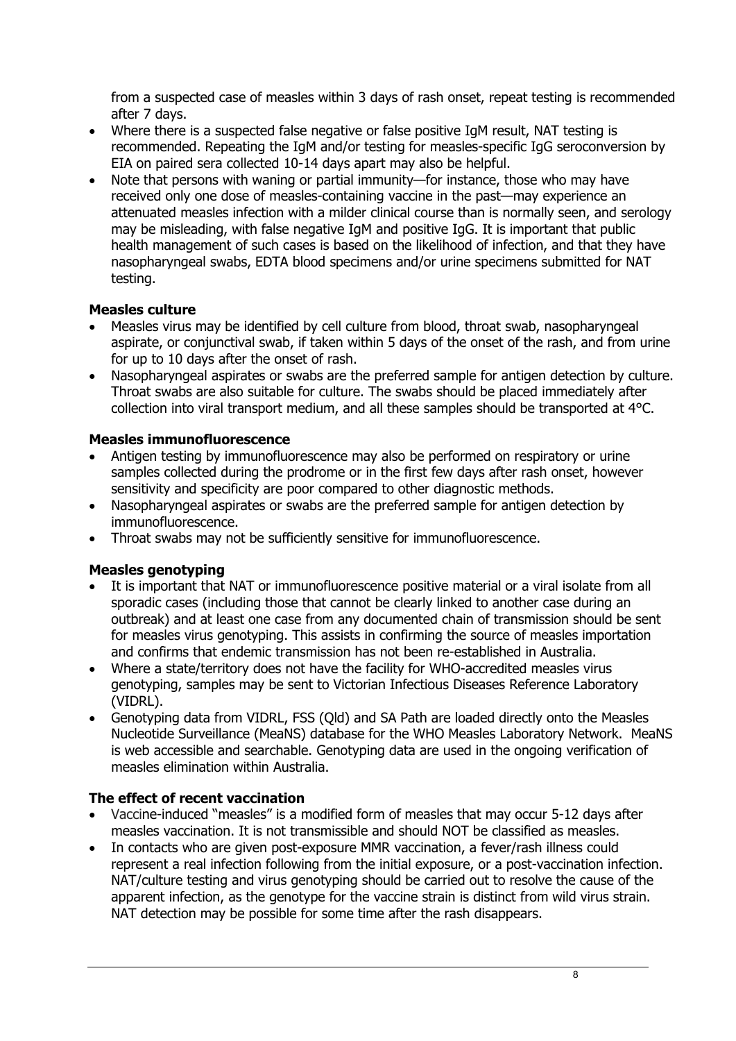from a suspected case of measles within 3 days of rash onset, repeat testing is recommended after 7 days.

- Where there is a suspected false negative or false positive IgM result, NAT testing is recommended. Repeating the IgM and/or testing for measles-specific IgG seroconversion by EIA on paired sera collected 10-14 days apart may also be helpful.
- Note that persons with waning or partial immunity—for instance, those who may have received only one dose of measles-containing vaccine in the past—may experience an attenuated measles infection with a milder clinical course than is normally seen, and serology may be misleading, with false negative IgM and positive IgG. It is important that public health management of such cases is based on the likelihood of infection, and that they have nasopharyngeal swabs, EDTA blood specimens and/or urine specimens submitted for NAT testing.

**Measles culture**

- Measles virus may be identified by cell culture from blood, throat swab, nasopharyngeal aspirate, or conjunctival swab, if taken within 5 days of the onset of the rash, and from urine for up to 10 days after the onset of rash.
- Nasopharyngeal aspirates or swabs are the preferred sample for antigen detection by culture. Throat swabs are also suitable for culture. The swabs should be placed immediately after collection into viral transport medium, and all these samples should be transported at 4°C.

**Measles immunofluorescence**

- Antigen testing by immunofluorescence may also be performed on respiratory or urine samples collected during the prodrome or in the first few days after rash onset, however sensitivity and specificity are poor compared to other diagnostic methods.
- Nasopharyngeal aspirates or swabs are the preferred sample for antigen detection by immunofluorescence.
- Throat swabs may not be sufficiently sensitive for immunofluorescence.

**Measles genotyping**

- It is important that NAT or immunofluorescence positive material or a viral isolate from all sporadic cases (including those that cannot be clearly linked to another case during an outbreak) and at least one case from any documented chain of transmission should be sent for measles virus genotyping. This assists in confirming the source of measles importation and confirms that endemic transmission has not been re-established in Australia.
- Where a state/territory does not have the facility for WHO-accredited measles virus genotyping, samples may be sent to Victorian Infectious Diseases Reference Laboratory (VIDRL).
- Genotyping data from VIDRL, FSS (Qld) and SA Path are loaded directly onto the Measles Nucleotide Surveillance (MeaNS) database for the WHO Measles Laboratory Network. MeaNS is web accessible and searchable. Genotyping data are used in the ongoing verification of measles elimination within Australia.

**The effect of recent vaccination**

- Vaccine-induced "measles" is a modified form of measles that may occur 5-12 days after measles vaccination. It is not transmissible and should NOT be classified as measles.
- In contacts who are given post-exposure MMR vaccination, a fever/rash illness could represent a real infection following from the initial exposure, or a post-vaccination infection. NAT/culture testing and virus genotyping should be carried out to resolve the cause of the apparent infection, as the genotype for the vaccine strain is distinct from wild virus strain. NAT detection may be possible for some time after the rash disappears.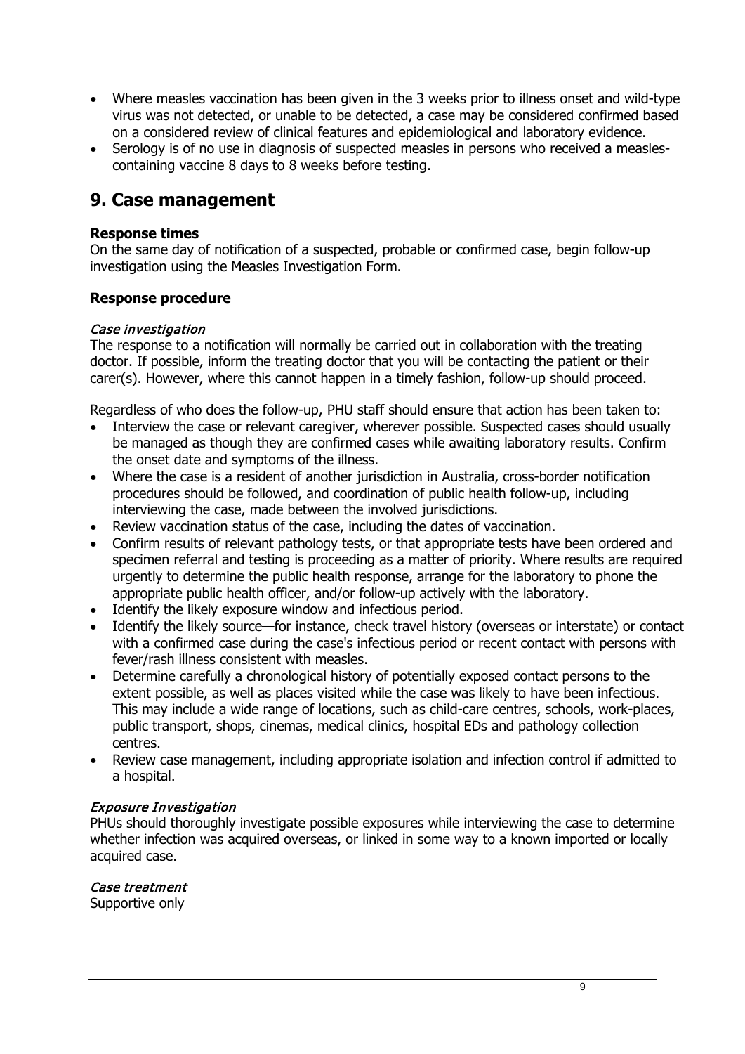- Where measles vaccination has been given in the 3 weeks prior to illness onset and wild-type virus was not detected, or unable to be detected, a case may be considered confirmed based on a considered review of clinical features and epidemiological and laboratory evidence.
- Serology is of no use in diagnosis of suspected measles in persons who received a measles-containing vaccine 8 days to 8 weeks before testing.

# 9. Case management

**Response times**

On the same day of notification of a suspected, probable or confirmed case, begin follow-up investigation using the Measles Investigation Form.

**Response procedure**

*Case investigation*

The response to a notification will normally be carried out in collaboration with the treating doctor. If possible, inform the treating doctor that you will be contacting the patient or their carer(s). However, where this cannot happen in a timely fashion, follow-up should proceed.

Regardless of who does the follow-up, PHU staff should ensure that action has been taken to:

- Interview the case or relevant caregiver, wherever possible. Suspected cases should usually be managed as though they are confirmed cases while awaiting laboratory results. Confirm the onset date and symptoms of the illness.
- Where the case is a resident of another jurisdiction in Australia, cross-border notification procedures should be followed, and coordination of public health follow-up, including interviewing the case, made between the involved jurisdictions.
- Review vaccination status of the case, including the dates of vaccination.
- Confirm results of relevant pathology tests, or that appropriate tests have been ordered and specimen referral and testing is proceeding as a matter of priority. Where results are required urgently to determine the public health response, arrange for the laboratory to phone the appropriate public health officer, and/or follow-up actively with the laboratory.
- Identify the likely exposure window and infectious period.
- Identify the likely source—for instance, check travel history (overseas or interstate) or contact with a confirmed case during the case's infectious period or recent contact with persons with fever/rash illness consistent with measles.
- Determine carefully a chronological history of potentially exposed contact persons to the extent possible, as well as places visited while the case was likely to have been infectious. This may include a wide range of locations, such as child-care centres, schools, work-places, public transport, shops, cinemas, medical clinics, hospital EDs and pathology collection centres.
- Review case management, including appropriate isolation and infection control if admitted to a hospital.

*Exposure Investigation*

PHUs should thoroughly investigate possible exposures while interviewing the case to determine whether infection was acquired overseas, or linked in some way to a known imported or locally acquired case.

*Case treatment*

Supportive only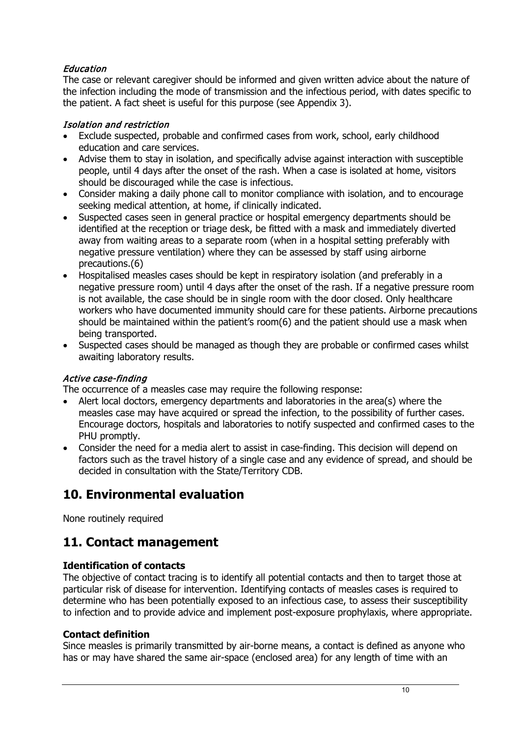*Education*

The case or relevant caregiver should be informed and given written advice about the nature of the infection including the mode of transmission and the infectious period, with dates specific to the patient. A fact sheet is useful for this purpose (see Appendix 3).

*Isolation and restriction*

- Exclude suspected, probable and confirmed cases from work, school, early childhood education and care services.
- Advise them to stay in isolation, and specifically advise against interaction with susceptible people, until 4 days after the onset of the rash. When a case is isolated at home, visitors should be discouraged while the case is infectious.
- Consider making a daily phone call to monitor compliance with isolation, and to encourage seeking medical attention, at home, if clinically indicated.
- Suspected cases seen in general practice or hospital emergency departments should be identified at the reception or triage desk, be fitted with a mask and immediately diverted away from waiting areas to a separate room (when in a hospital setting preferably with negative pressure ventilation) where they can be assessed by staff using airborne precautions.(6)
- Hospitalised measles cases should be kept in respiratory isolation (and preferably in a negative pressure room) until 4 days after the onset of the rash. If a negative pressure room is not available, the case should be in single room with the door closed. Only healthcare workers who have documented immunity should care for these patients. Airborne precautions should be maintained within the patient's room(6) and the patient should use a mask when being transported.
- Suspected cases should be managed as though they are probable or confirmed cases whilst awaiting laboratory results.

*Active case-finding*

The occurrence of a measles case may require the following response:

- Alert local doctors, emergency departments and laboratories in the area(s) where the measles case may have acquired or spread the infection, to the possibility of further cases. Encourage doctors, hospitals and laboratories to notify suspected and confirmed cases to the PHU promptly.
- Consider the need for a media alert to assist in case-finding. This decision will depend on factors such as the travel history of a single case and any evidence of spread, and should be decided in consultation with the State/Territory CDB.

## 10. Environmental evaluation

None routinely required

## 11. Contact management

**Identification of contacts**

The objective of contact tracing is to identify all potential contacts and then to target those at particular risk of disease for intervention. Identifying contacts of measles cases is required to determine who has been potentially exposed to an infectious case, to assess their susceptibility to infection and to provide advice and implement post-exposure prophylaxis, where appropriate.

**Contact definition**

Since measles is primarily transmitted by air-borne means, a contact is defined as anyone who has or may have shared the same air-space (enclosed area) for any length of time with an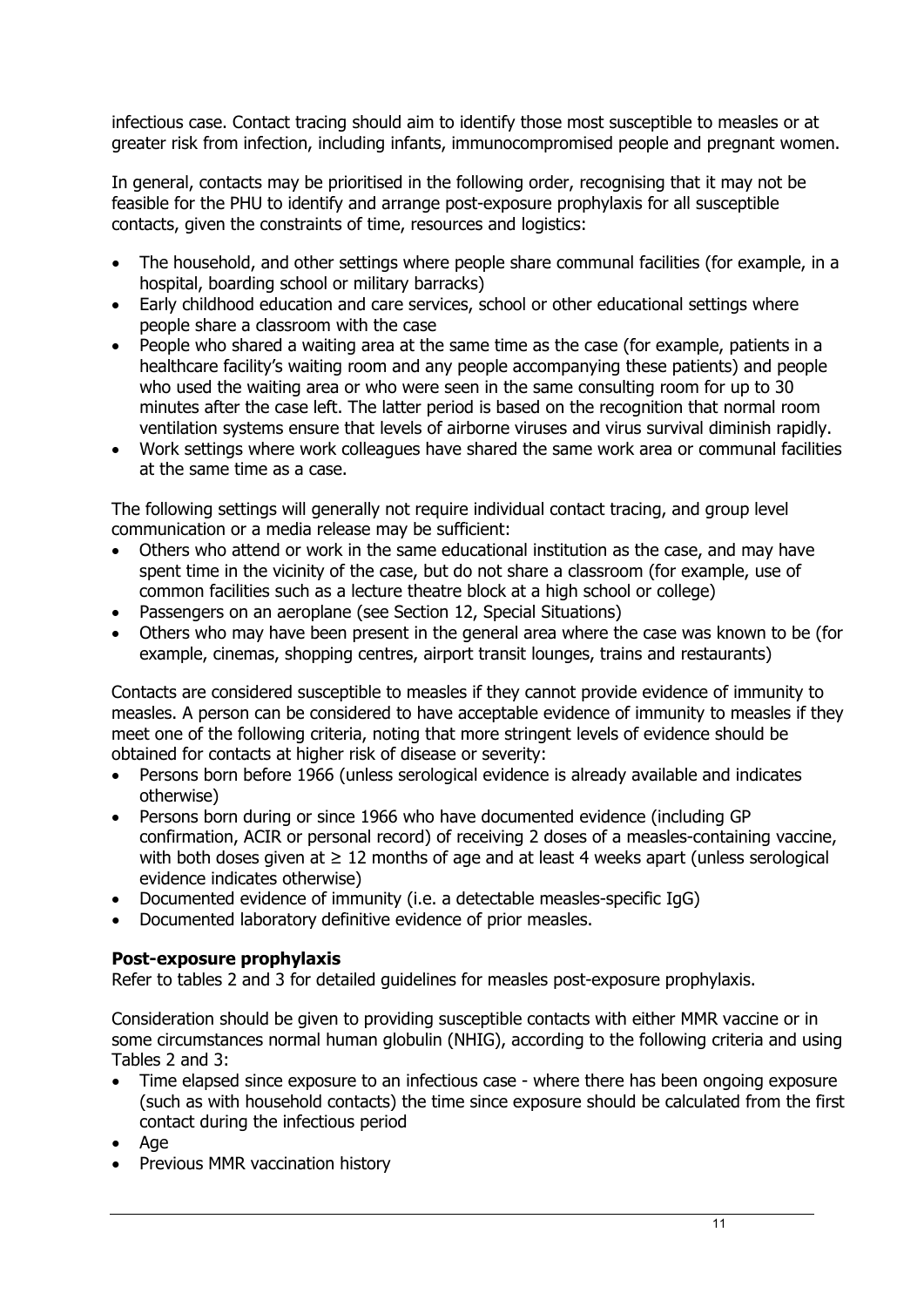infectious case. Contact tracing should aim to identify those most susceptible to measles or at greater risk from infection, including infants, immunocompromised people and pregnant women.

In general, contacts may be prioritised in the following order, recognising that it may not be feasible for the PHU to identify and arrange post-exposure prophylaxis for all susceptible contacts, given the constraints of time, resources and logistics:

- The household, and other settings where people share communal facilities (for example, in a hospital, boarding school or military barracks)
- Early childhood education and care services, school or other educational settings where people share a classroom with the case
- People who shared a waiting area at the same time as the case (for example, patients in a healthcare facility's waiting room and any people accompanying these patients) and people who used the waiting area or who were seen in the same consulting room for up to 30 minutes after the case left. The latter period is based on the recognition that normal room ventilation systems ensure that levels of airborne viruses and virus survival diminish rapidly.
- Work settings where work colleagues have shared the same work area or communal facilities at the same time as a case.

The following settings will generally not require individual contact tracing, and group level communication or a media release may be sufficient:

- Others who attend or work in the same educational institution as the case, and may have spent time in the vicinity of the case, but do not share a classroom (for example, use of common facilities such as a lecture theatre block at a high school or college)
- Passengers on an aeroplane (see Section 12, Special Situations)
- Others who may have been present in the general area where the case was known to be (for example, cinemas, shopping centres, airport transit lounges, trains and restaurants)

Contacts are considered susceptible to measles if they cannot provide evidence of immunity to measles. A person can be considered to have acceptable evidence of immunity to measles if they meet one of the following criteria, noting that more stringent levels of evidence should be obtained for contacts at higher risk of disease or severity:

- Persons born before 1966 (unless serological evidence is already available and indicates otherwise)
- Persons born during or since 1966 who have documented evidence (including GP confirmation, ACIR or personal record) of receiving 2 doses of a measles-containing vaccine, with both doses given at ≥ 12 months of age and at least 4 weeks apart (unless serological evidence indicates otherwise)
- Documented evidence of immunity (i.e. a detectable measles-specific IgG)
- Documented laboratory definitive evidence of prior measles.

**Post-exposure prophylaxis**

Refer to tables 2 and 3 for detailed guidelines for measles post-exposure prophylaxis.

Consideration should be given to providing susceptible contacts with either MMR vaccine or in some circumstances normal human globulin (NHIG), according to the following criteria and using Tables 2 and 3:

- Time elapsed since exposure to an infectious case - where there has been ongoing exposure (such as with household contacts) the time since exposure should be calculated from the first contact during the infectious period
- Age
- Previous MMR vaccination history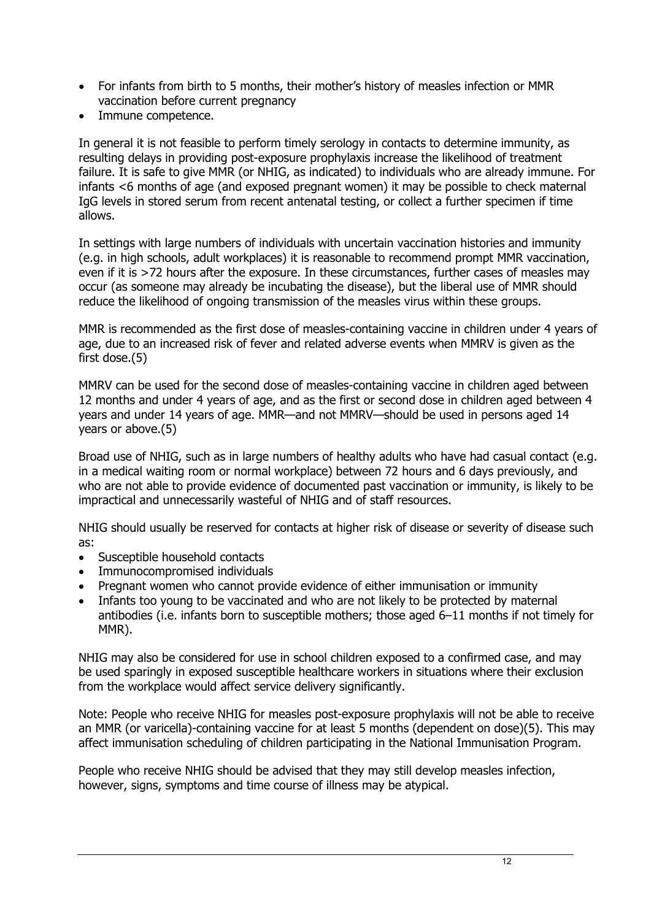- For infants from birth to 5 months, their mother's history of measles infection or MMR vaccination before current pregnancy
- Immune competence.

In general it is not feasible to perform timely serology in contacts to determine immunity, as resulting delays in providing post-exposure prophylaxis increase the likelihood of treatment failure. It is safe to give MMR (or NHIG, as indicated) to individuals who are already immune. For infants <6 months of age (and exposed pregnant women) it may be possible to check maternal IgG levels in stored serum from recent antenatal testing, or collect a further specimen if time allows.

In settings with large numbers of individuals with uncertain vaccination histories and immunity (e.g. in high schools, adult workplaces) it is reasonable to recommend prompt MMR vaccination, even if it is >72 hours after the exposure. In these circumstances, further cases of measles may occur (as someone may already be incubating the disease), but the liberal use of MMR should reduce the likelihood of ongoing transmission of the measles virus within these groups.

MMR is recommended as the first dose of measles-containing vaccine in children under 4 years of age, due to an increased risk of fever and related adverse events when MMRV is given as the first dose.(5)

MMRV can be used for the second dose of measles-containing vaccine in children aged between 12 months and under 4 years of age, and as the first or second dose in children aged between 4 years and under 14 years of age. MMR—and not MMRV—should be used in persons aged 14 years or above.(5)

Broad use of NHIG, such as in large numbers of healthy adults who have had casual contact (e.g. in a medical waiting room or normal workplace) between 72 hours and 6 days previously, and who are not able to provide evidence of documented past vaccination or immunity, is likely to be impractical and unnecessarily wasteful of NHIG and of staff resources.

NHIG should usually be reserved for contacts at higher risk of disease or severity of disease such as:

- Susceptible household contacts
- Immunocompromised individuals
- Pregnant women who cannot provide evidence of either immunisation or immunity
- Infants too young to be vaccinated and who are not likely to be protected by maternal antibodies (i.e. infants born to susceptible mothers; those aged 6–11 months if not timely for MMR).

NHIG may also be considered for use in school children exposed to a confirmed case, and may be used sparingly in exposed susceptible healthcare workers in situations where their exclusion from the workplace would affect service delivery significantly.

Note: People who receive NHIG for measles post-exposure prophylaxis will not be able to receive an MMR (or varicella)-containing vaccine for at least 5 months (dependent on dose)(5). This may affect immunisation scheduling of children participating in the National Immunisation Program.

People who receive NHIG should be advised that they may still develop measles infection, however, signs, symptoms and time course of illness may be atypical.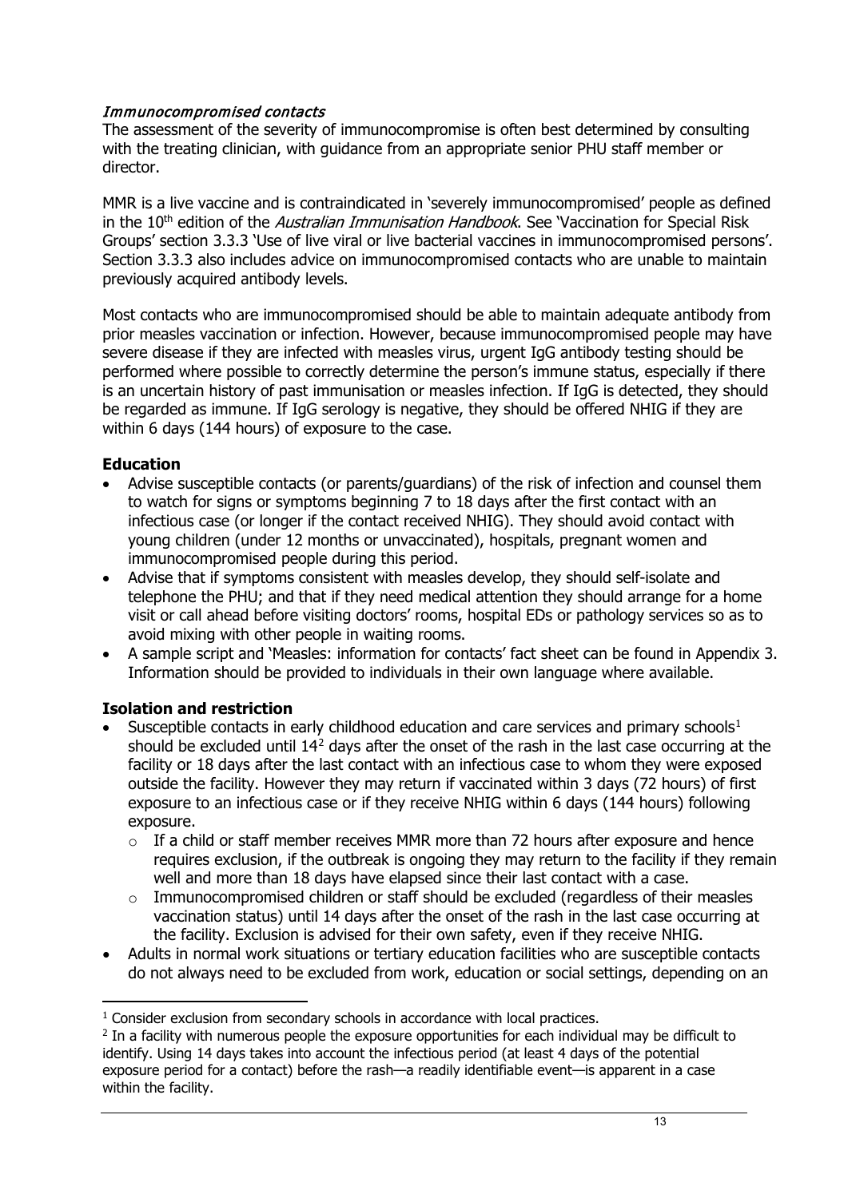*Immunocompromised contacts*

The assessment of the severity of immunocompromise is often best determined by consulting with the treating clinician, with guidance from an appropriate senior PHU staff member or director.

MMR is a live vaccine and is contraindicated in 'severely immunocompromised' people as defined in the 10th edition of the *Australian Immunisation Handbook*. See 'Vaccination for Special Risk Groups' section 3.3.3 'Use of live viral or live bacterial vaccines in immunocompromised persons'. Section 3.3.3 also includes advice on immunocompromised contacts who are unable to maintain previously acquired antibody levels.

Most contacts who are immunocompromised should be able to maintain adequate antibody from prior measles vaccination or infection. However, because immunocompromised people may have severe disease if they are infected with measles virus, urgent IgG antibody testing should be performed where possible to correctly determine the person's immune status, especially if there is an uncertain history of past immunisation or measles infection. If IgG is detected, they should be regarded as immune. If IgG serology is negative, they should be offered NHIG if they are within 6 days (144 hours) of exposure to the case.

### Education

- Advise susceptible contacts (or parents/guardians) of the risk of infection and counsel them to watch for signs or symptoms beginning 7 to 18 days after the first contact with an infectious case (or longer if the contact received NHIG). They should avoid contact with young children (under 12 months or unvaccinated), hospitals, pregnant women and immunocompromised people during this period.
- Advise that if symptoms consistent with measles develop, they should self-isolate and telephone the PHU; and that if they need medical attention they should arrange for a home visit or call ahead before visiting doctors' rooms, hospital EDs or pathology services so as to avoid mixing with other people in waiting rooms.
- A sample script and 'Measles: information for contacts' fact sheet can be found in Appendix 3. Information should be provided to individuals in their own language where available.

### Isolation and restriction

- Susceptible contacts in early childhood education and care services and primary schools[1] should be excluded until 14[2] days after the onset of the rash in the last case occurring at the facility or 18 days after the last contact with an infectious case to whom they were exposed outside the facility. However they may return if vaccinated within 3 days (72 hours) of first exposure to an infectious case or if they receive NHIG within 6 days (144 hours) following exposure.
  - If a child or staff member receives MMR more than 72 hours after exposure and hence requires exclusion, if the outbreak is ongoing they may return to the facility if they remain well and more than 18 days have elapsed since their last contact with a case.
  - Immunocompromised children or staff should be excluded (regardless of their measles vaccination status) until 14 days after the onset of the rash in the last case occurring at the facility. Exclusion is advised for their own safety, even if they receive NHIG.
- Adults in normal work situations or tertiary education facilities who are susceptible contacts do not always need to be excluded from work, education or social settings, depending on an

[1] Consider exclusion from secondary schools in accordance with local practices.

[2] In a facility with numerous people the exposure opportunities for each individual may be difficult to identify. Using 14 days takes into account the infectious period (at least 4 days of the potential exposure period for a contact) before the rash—a readily identifiable event—is apparent in a case within the facility.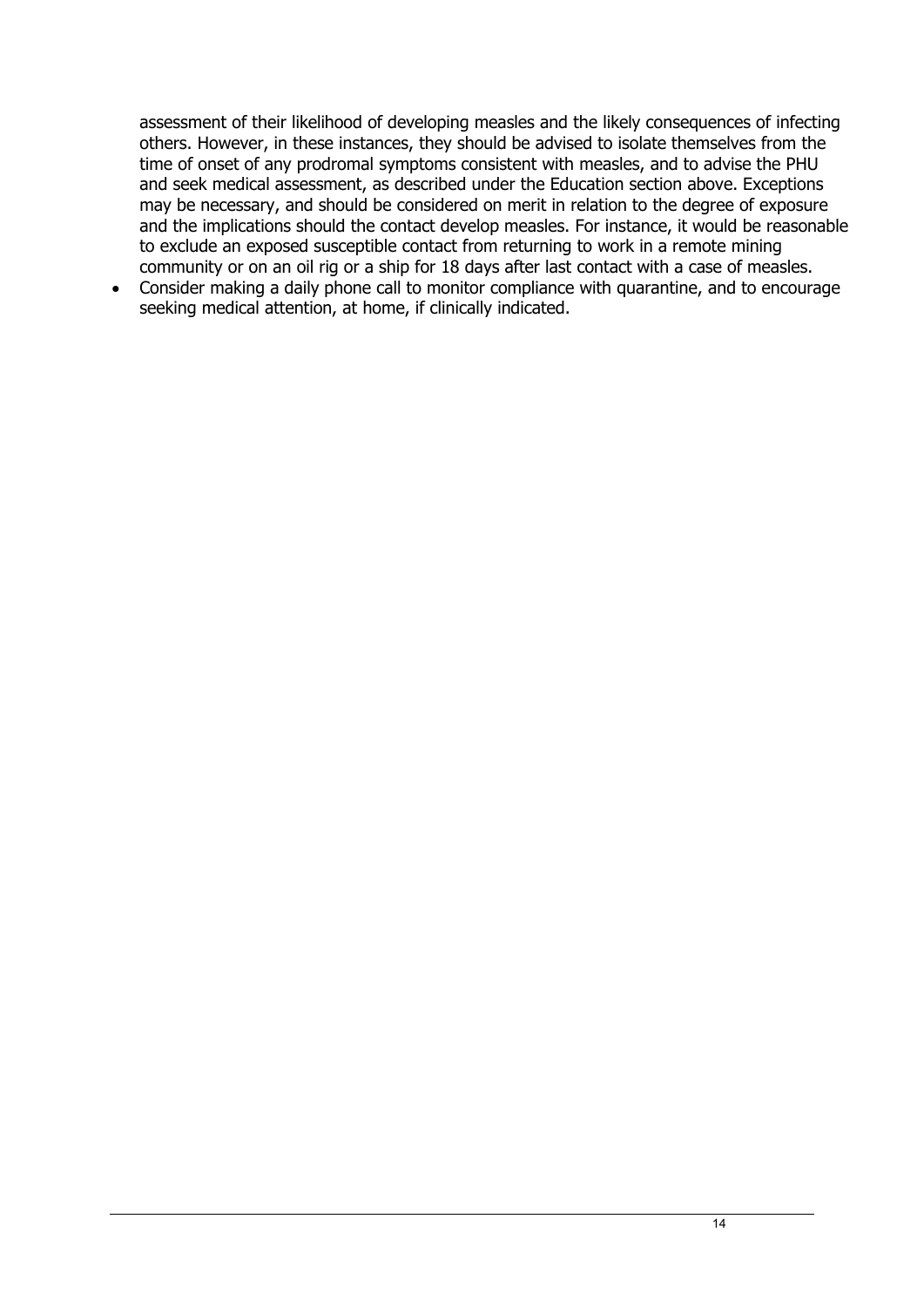assessment of their likelihood of developing measles and the likely consequences of infecting others. However, in these instances, they should be advised to isolate themselves from the time of onset of any prodromal symptoms consistent with measles, and to advise the PHU and seek medical assessment, as described under the Education section above. Exceptions may be necessary, and should be considered on merit in relation to the degree of exposure and the implications should the contact develop measles. For instance, it would be reasonable to exclude an exposed susceptible contact from returning to work in a remote mining community or on an oil rig or a ship for 18 days after last contact with a case of measles.

- Consider making a daily phone call to monitor compliance with quarantine, and to encourage seeking medical attention, at home, if clinically indicated.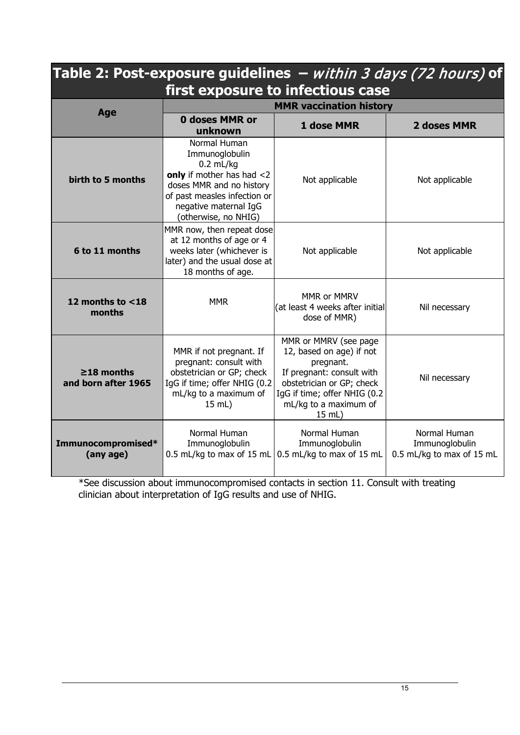## Table 2: Post-exposure guidelines – *within 3 days (72 hours)* of first exposure to infectious case

| Age | MMR vaccination history | | |
|---|---|---|---|
| | **0 doses MMR or unknown** | **1 dose MMR** | **2 doses MMR** |
| **birth to 5 months** | Normal Human Immunoglobulin 0.2 mL/kg **only** if mother has had <2 doses MMR and no history of past measles infection or negative maternal IgG (otherwise, no NHIG) | Not applicable | Not applicable |
| **6 to 11 months** | MMR now, then repeat dose at 12 months of age or 4 weeks later (whichever is later) and the usual dose at 18 months of age. | Not applicable | Not applicable |
| **12 months to <18 months** | MMR | MMR or MMRV (at least 4 weeks after initial dose of MMR) | Nil necessary |
| **≥18 months and born after 1965** | MMR if not pregnant. If pregnant: consult with obstetrician or GP; check IgG if time; offer NHIG (0.2 mL/kg to a maximum of 15 mL) | MMR or MMRV (see page 12, based on age) if not pregnant. If pregnant: consult with obstetrician or GP; check IgG if time; offer NHIG (0.2 mL/kg to a maximum of 15 mL) | Nil necessary |
| **Immunocompromised* (any age)** | Normal Human Immunoglobulin 0.5 mL/kg to max of 15 mL | Normal Human Immunoglobulin 0.5 mL/kg to max of 15 mL | Normal Human Immunoglobulin 0.5 mL/kg to max of 15 mL |

*See discussion about immunocompromised contacts in section 11. Consult with treating clinician about interpretation of IgG results and use of NHIG.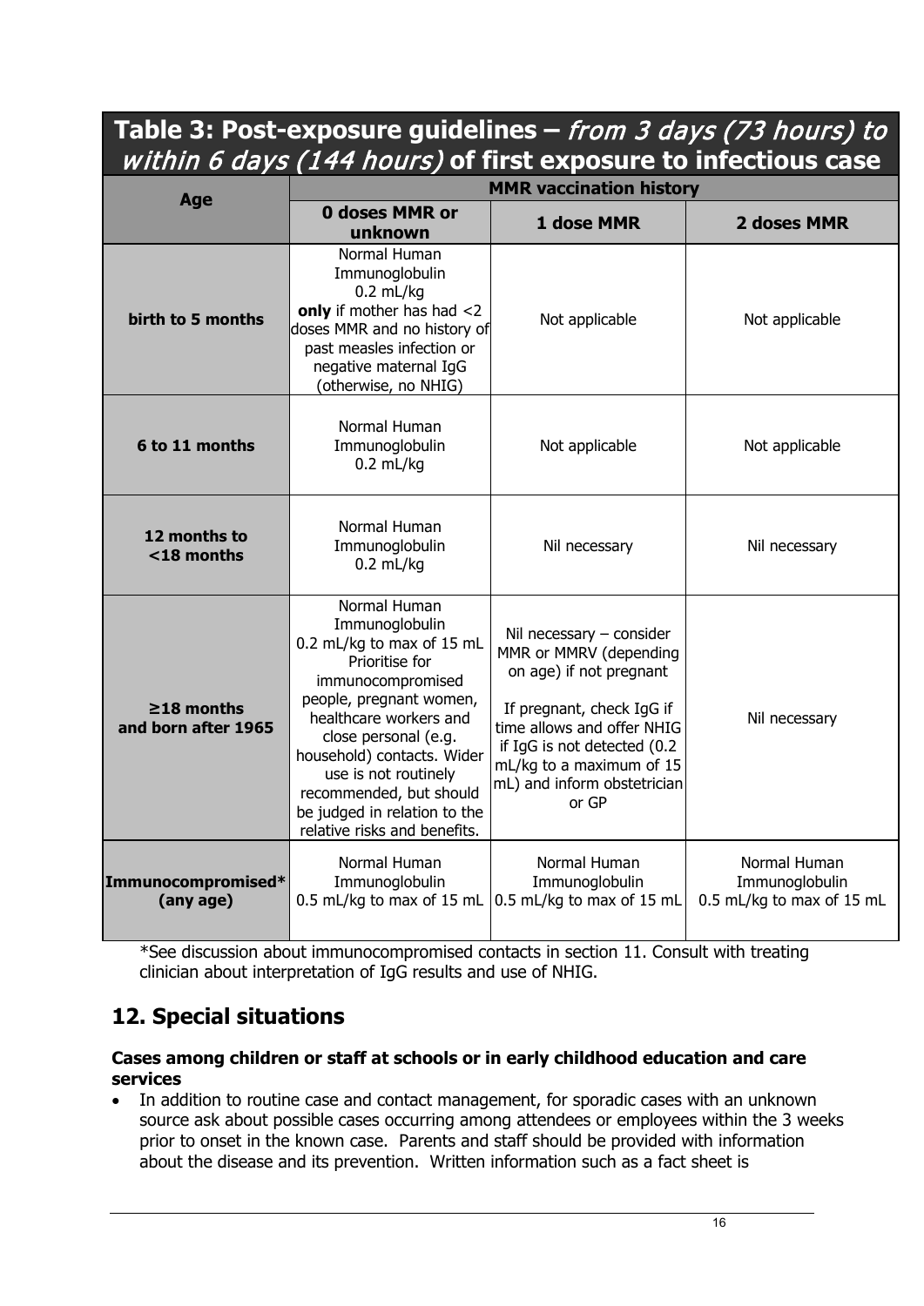## Table 3: Post-exposure guidelines – *from 3 days (73 hours) to within 6 days (144 hours)* of first exposure to infectious case

| Age | MMR vaccination history | | |
|---|---|---|---|
| | **0 doses MMR or unknown** | **1 dose MMR** | **2 doses MMR** |
| **birth to 5 months** | Normal Human Immunoglobulin 0.2 mL/kg **only** if mother has had <2 doses MMR and no history of past measles infection or negative maternal IgG (otherwise, no NHIG) | Not applicable | Not applicable |
| **6 to 11 months** | Normal Human Immunoglobulin 0.2 mL/kg | Not applicable | Not applicable |
| **12 months to <18 months** | Normal Human Immunoglobulin 0.2 mL/kg | Nil necessary | Nil necessary |
| **≥18 months and born after 1965** | Normal Human Immunoglobulin 0.2 mL/kg to max of 15 mL Prioritise for immunocompromised people, pregnant women, healthcare workers and close personal (e.g. household) contacts. Wider use is not routinely recommended, but should be judged in relation to the relative risks and benefits. | Nil necessary – consider MMR or MMRV (depending on age) if not pregnant<br><br>If pregnant, check IgG if time allows and offer NHIG if IgG is not detected (0.2 mL/kg to a maximum of 15 mL) and inform obstetrician or GP | Nil necessary |
| **Immunocompromised* (any age)** | Normal Human Immunoglobulin 0.5 mL/kg to max of 15 mL | Normal Human Immunoglobulin 0.5 mL/kg to max of 15 mL | Normal Human Immunoglobulin 0.5 mL/kg to max of 15 mL |

*See discussion about immunocompromised contacts in section 11. Consult with treating clinician about interpretation of IgG results and use of NHIG.

## 12. Special situations

**Cases among children or staff at schools or in early childhood education and care services**

- In addition to routine case and contact management, for sporadic cases with an unknown source ask about possible cases occurring among attendees or employees within the 3 weeks prior to onset in the known case. Parents and staff should be provided with information about the disease and its prevention. Written information such as a fact sheet is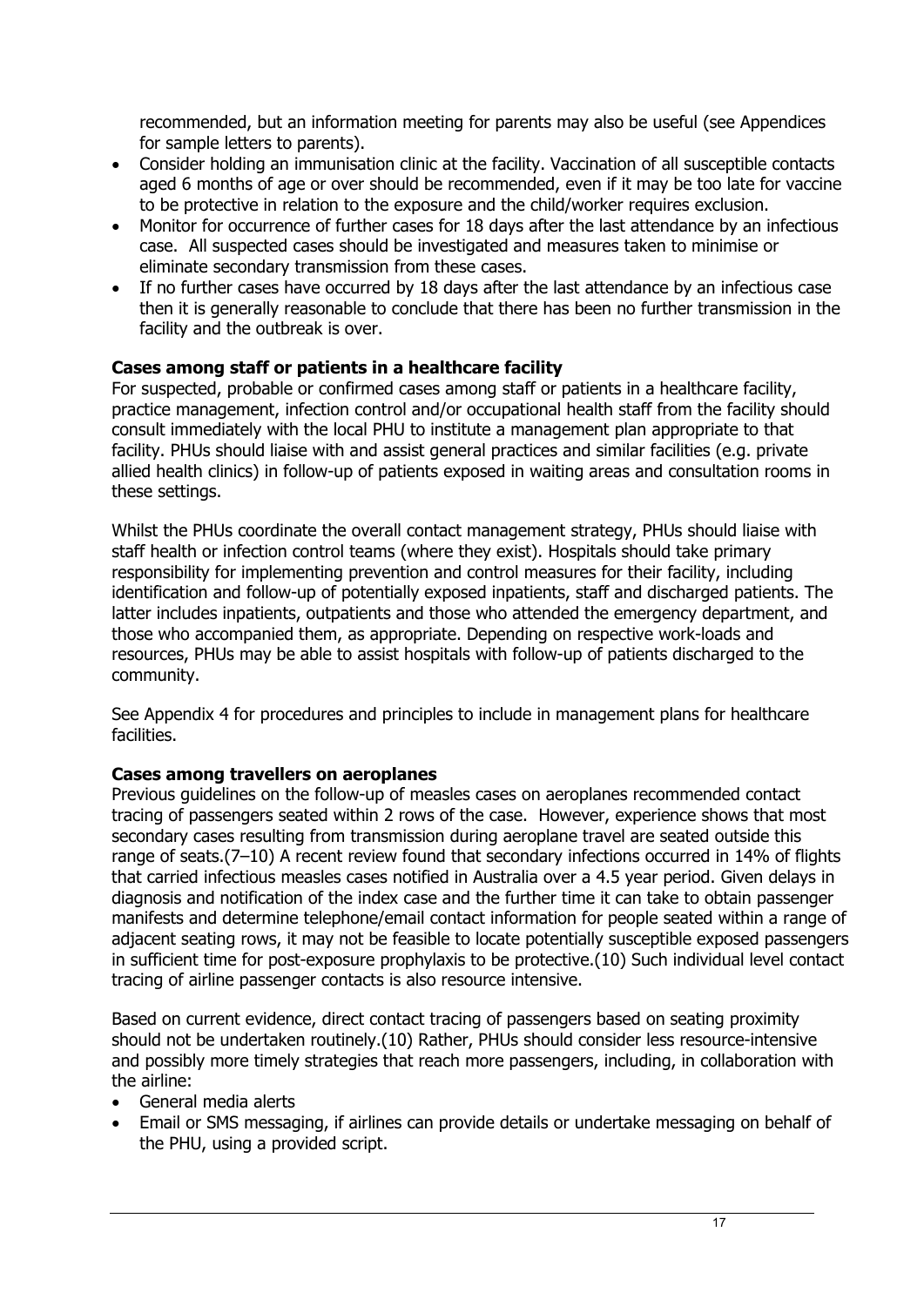recommended, but an information meeting for parents may also be useful (see Appendices for sample letters to parents).

- Consider holding an immunisation clinic at the facility. Vaccination of all susceptible contacts aged 6 months of age or over should be recommended, even if it may be too late for vaccine to be protective in relation to the exposure and the child/worker requires exclusion.
- Monitor for occurrence of further cases for 18 days after the last attendance by an infectious case. All suspected cases should be investigated and measures taken to minimise or eliminate secondary transmission from these cases.
- If no further cases have occurred by 18 days after the last attendance by an infectious case then it is generally reasonable to conclude that there has been no further transmission in the facility and the outbreak is over.

**Cases among staff or patients in a healthcare facility**

For suspected, probable or confirmed cases among staff or patients in a healthcare facility, practice management, infection control and/or occupational health staff from the facility should consult immediately with the local PHU to institute a management plan appropriate to that facility. PHUs should liaise with and assist general practices and similar facilities (e.g. private allied health clinics) in follow-up of patients exposed in waiting areas and consultation rooms in these settings.

Whilst the PHUs coordinate the overall contact management strategy, PHUs should liaise with staff health or infection control teams (where they exist). Hospitals should take primary responsibility for implementing prevention and control measures for their facility, including identification and follow-up of potentially exposed inpatients, staff and discharged patients. The latter includes inpatients, outpatients and those who attended the emergency department, and those who accompanied them, as appropriate. Depending on respective work-loads and resources, PHUs may be able to assist hospitals with follow-up of patients discharged to the community.

See Appendix 4 for procedures and principles to include in management plans for healthcare facilities.

**Cases among travellers on aeroplanes**

Previous guidelines on the follow-up of measles cases on aeroplanes recommended contact tracing of passengers seated within 2 rows of the case. However, experience shows that most secondary cases resulting from transmission during aeroplane travel are seated outside this range of seats.(7–10) A recent review found that secondary infections occurred in 14% of flights that carried infectious measles cases notified in Australia over a 4.5 year period. Given delays in diagnosis and notification of the index case and the further time it can take to obtain passenger manifests and determine telephone/email contact information for people seated within a range of adjacent seating rows, it may not be feasible to locate potentially susceptible exposed passengers in sufficient time for post-exposure prophylaxis to be protective.(10) Such individual level contact tracing of airline passenger contacts is also resource intensive.

Based on current evidence, direct contact tracing of passengers based on seating proximity should not be undertaken routinely.(10) Rather, PHUs should consider less resource-intensive and possibly more timely strategies that reach more passengers, including, in collaboration with the airline:

- General media alerts
- Email or SMS messaging, if airlines can provide details or undertake messaging on behalf of the PHU, using a provided script.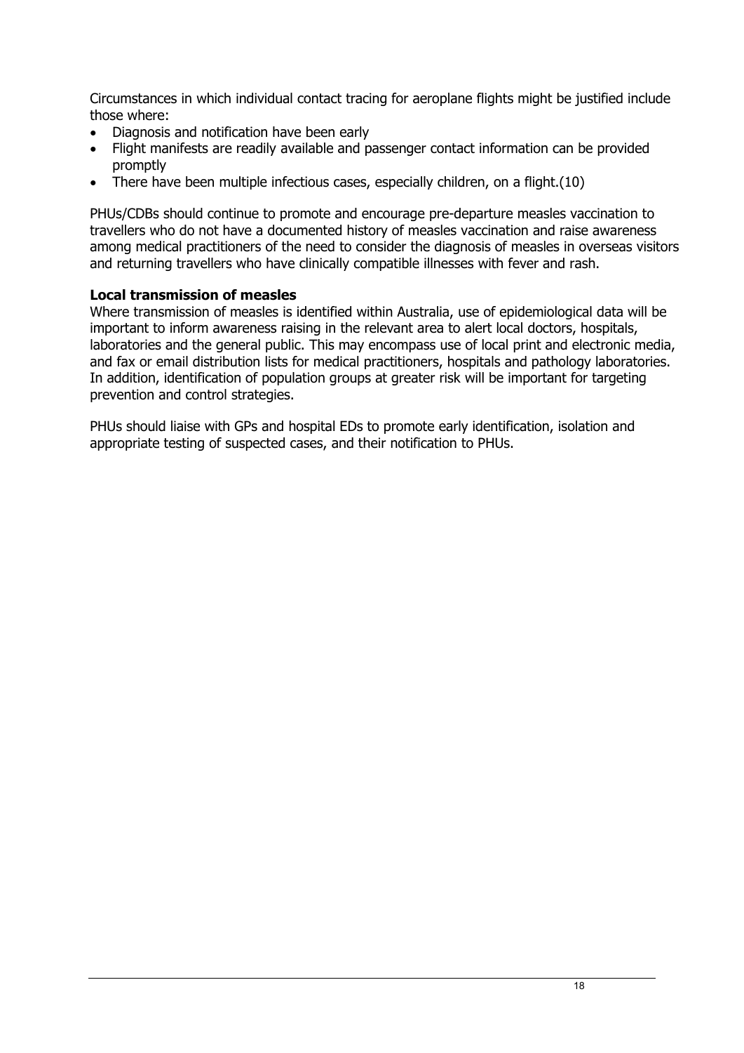Circumstances in which individual contact tracing for aeroplane flights might be justified include those where:

- Diagnosis and notification have been early
- Flight manifests are readily available and passenger contact information can be provided promptly
- There have been multiple infectious cases, especially children, on a flight.(10)

PHUs/CDBs should continue to promote and encourage pre-departure measles vaccination to travellers who do not have a documented history of measles vaccination and raise awareness among medical practitioners of the need to consider the diagnosis of measles in overseas visitors and returning travellers who have clinically compatible illnesses with fever and rash.

**Local transmission of measles**

Where transmission of measles is identified within Australia, use of epidemiological data will be important to inform awareness raising in the relevant area to alert local doctors, hospitals, laboratories and the general public. This may encompass use of local print and electronic media, and fax or email distribution lists for medical practitioners, hospitals and pathology laboratories. In addition, identification of population groups at greater risk will be important for targeting prevention and control strategies.

PHUs should liaise with GPs and hospital EDs to promote early identification, isolation and appropriate testing of suspected cases, and their notification to PHUs.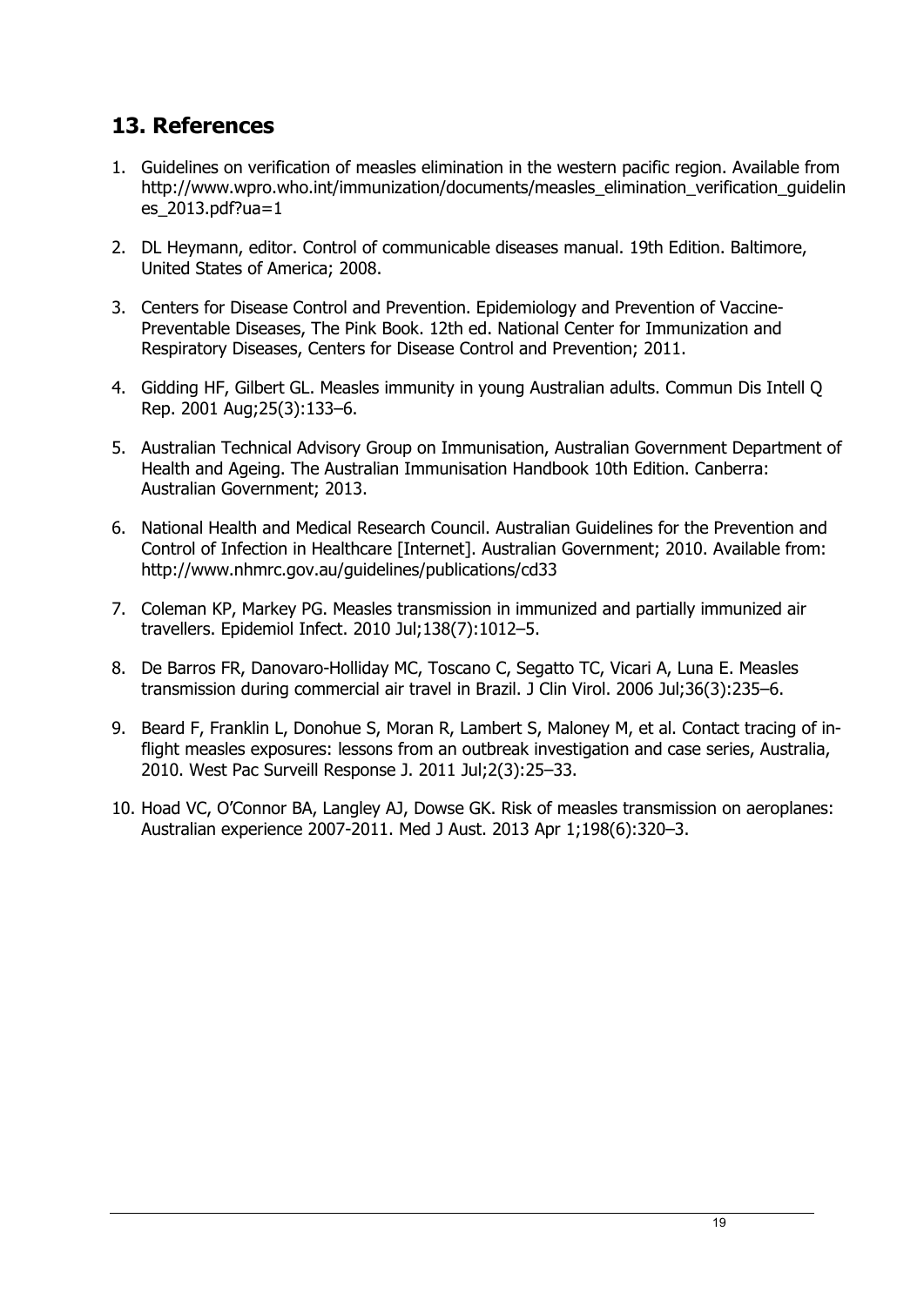## 13. References

1. Guidelines on verification of measles elimination in the western pacific region. Available from http://www.wpro.who.int/immunization/documents/measles_elimination_verification_guidelines_2013.pdf?ua=1
2. DL Heymann, editor. Control of communicable diseases manual. 19th Edition. Baltimore, United States of America; 2008.
3. Centers for Disease Control and Prevention. Epidemiology and Prevention of Vaccine-Preventable Diseases, The Pink Book. 12th ed. National Center for Immunization and Respiratory Diseases, Centers for Disease Control and Prevention; 2011.
4. Gidding HF, Gilbert GL. Measles immunity in young Australian adults. Commun Dis Intell Q Rep. 2001 Aug;25(3):133–6.
5. Australian Technical Advisory Group on Immunisation, Australian Government Department of Health and Ageing. The Australian Immunisation Handbook 10th Edition. Canberra: Australian Government; 2013.
6. National Health and Medical Research Council. Australian Guidelines for the Prevention and Control of Infection in Healthcare [Internet]. Australian Government; 2010. Available from: http://www.nhmrc.gov.au/guidelines/publications/cd33
7. Coleman KP, Markey PG. Measles transmission in immunized and partially immunized air travellers. Epidemiol Infect. 2010 Jul;138(7):1012–5.
8. De Barros FR, Danovaro-Holliday MC, Toscano C, Segatto TC, Vicari A, Luna E. Measles transmission during commercial air travel in Brazil. J Clin Virol. 2006 Jul;36(3):235–6.
9. Beard F, Franklin L, Donohue S, Moran R, Lambert S, Maloney M, et al. Contact tracing of in-flight measles exposures: lessons from an outbreak investigation and case series, Australia, 2010. West Pac Surveill Response J. 2011 Jul;2(3):25–33.
10. Hoad VC, O'Connor BA, Langley AJ, Dowse GK. Risk of measles transmission on aeroplanes: Australian experience 2007-2011. Med J Aust. 2013 Apr 1;198(6):320–3.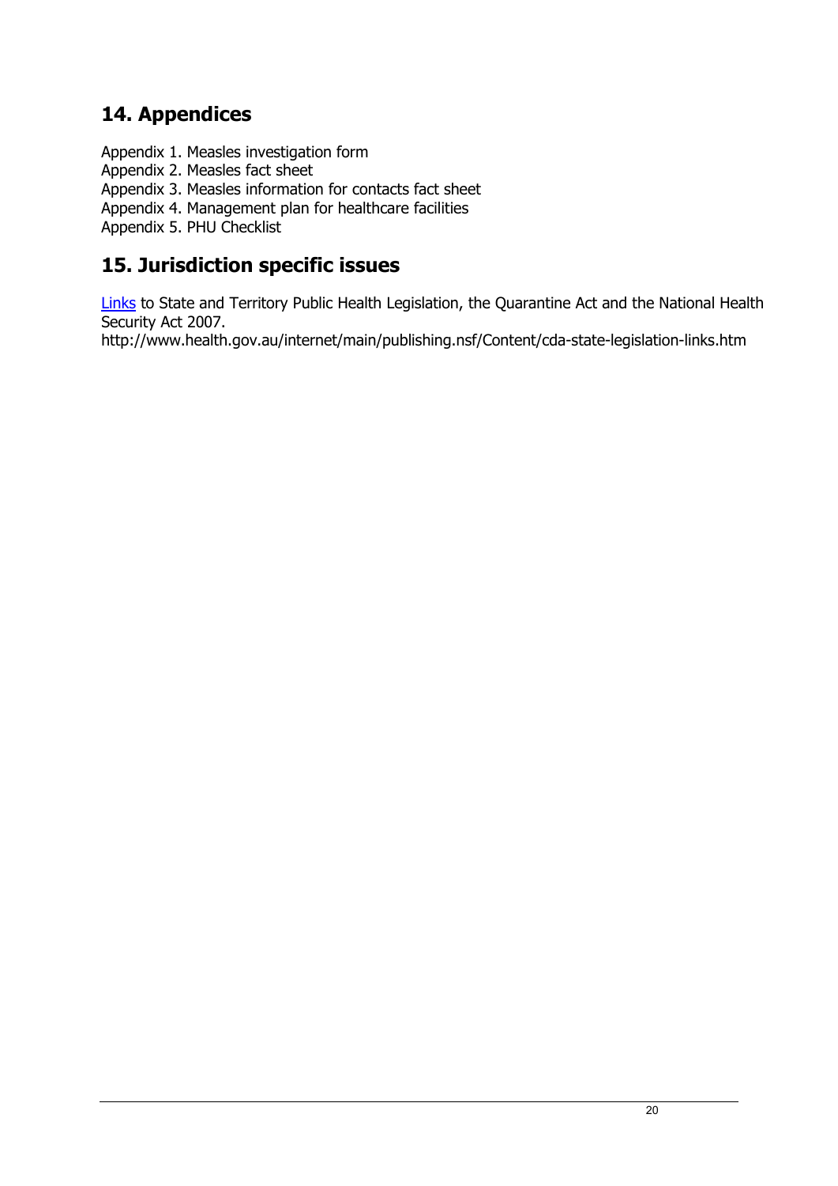## 14. Appendices

Appendix 1. Measles investigation form
Appendix 2. Measles fact sheet
Appendix 3. Measles information for contacts fact sheet
Appendix 4. Management plan for healthcare facilities
Appendix 5. PHU Checklist

## 15. Jurisdiction specific issues

Links to State and Territory Public Health Legislation, the Quarantine Act and the National Health Security Act 2007.
http://www.health.gov.au/internet/main/publishing.nsf/Content/cda-state-legislation-links.htm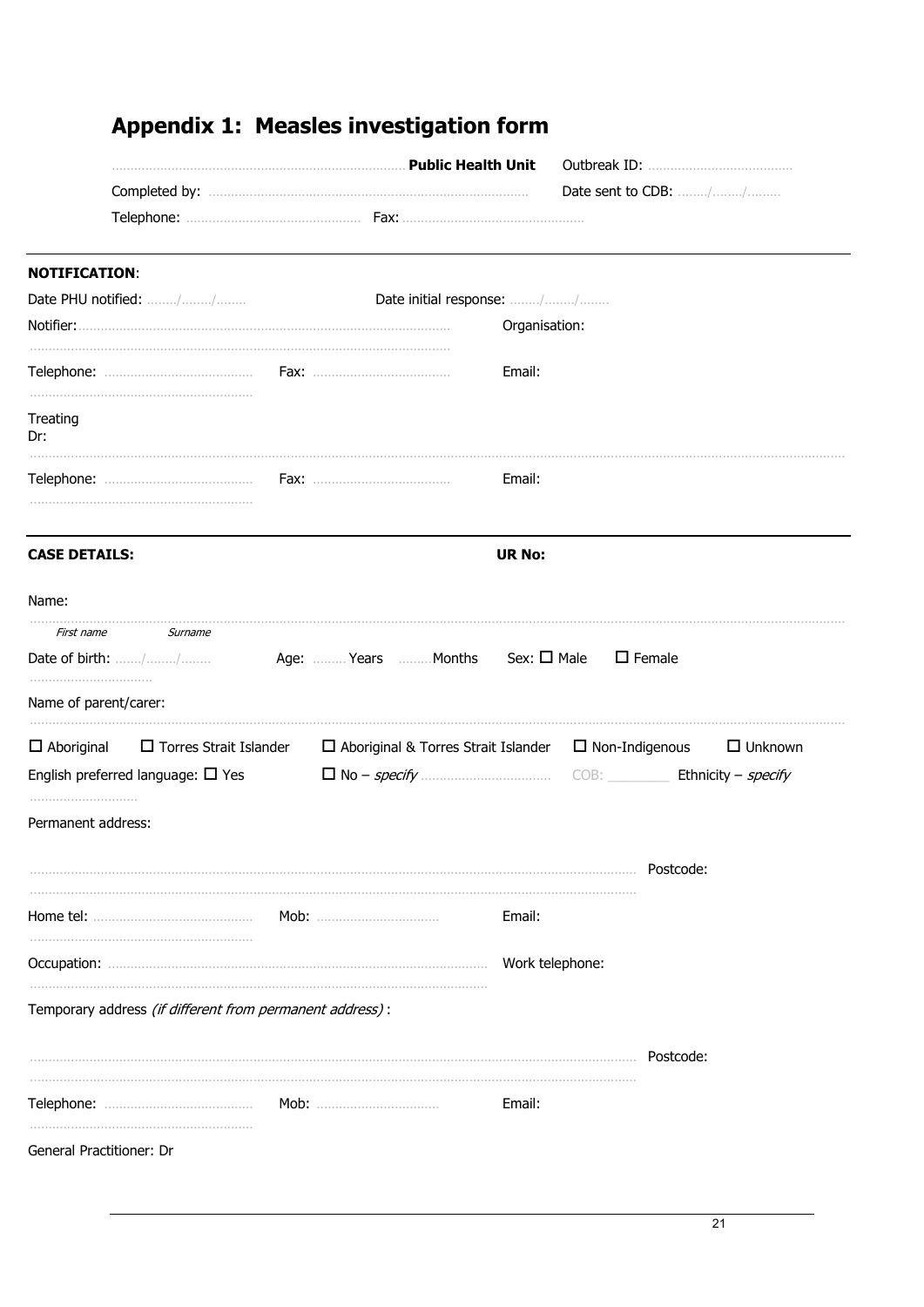## Appendix 1: Measles investigation form

………………………………………………………… **Public Health Unit** Outbreak ID: …………………………………

Completed by: ………………………………………………………………… Date sent to CDB: ……/……/……

Telephone: ……………………………………… Fax: …………………………………………

---

**NOTIFICATION**:

Date PHU notified: ……/……/…… Date initial response: ……/……/……

Notifier: ……………………………………………………………………………… Organisation:

Telephone: ………………………………… Fax: ……………………………… Email:

Treating Dr:

Telephone: ………………………………… Fax: ……………………………… Email:

---

**CASE DETAILS:** **UR No:**

Name:

*First name* *Surname*

Date of birth: ……/……/…… Age: ……… Years ……… Months Sex: ☐ Male ☐ Female

Name of parent/carer:

☐ Aboriginal ☐ Torres Strait Islander ☐ Aboriginal & Torres Strait Islander ☐ Non-Indigenous ☐ Unknown

English preferred language: ☐ Yes ☐ No – *specify* ……………………………… COB: ________ Ethnicity – *specify* ………………………

Permanent address:

……………………………………………………………………………………………………………… Postcode:

Home tel: …………………………………… Mob: …………………………… Email:

Occupation: …………………………………………………………………………… Work telephone:

Temporary address *(if different from permanent address)*:

……………………………………………………………………………………………………………… Postcode:

Telephone: ………………………………… Mob: …………………………… Email:

General Practitioner: Dr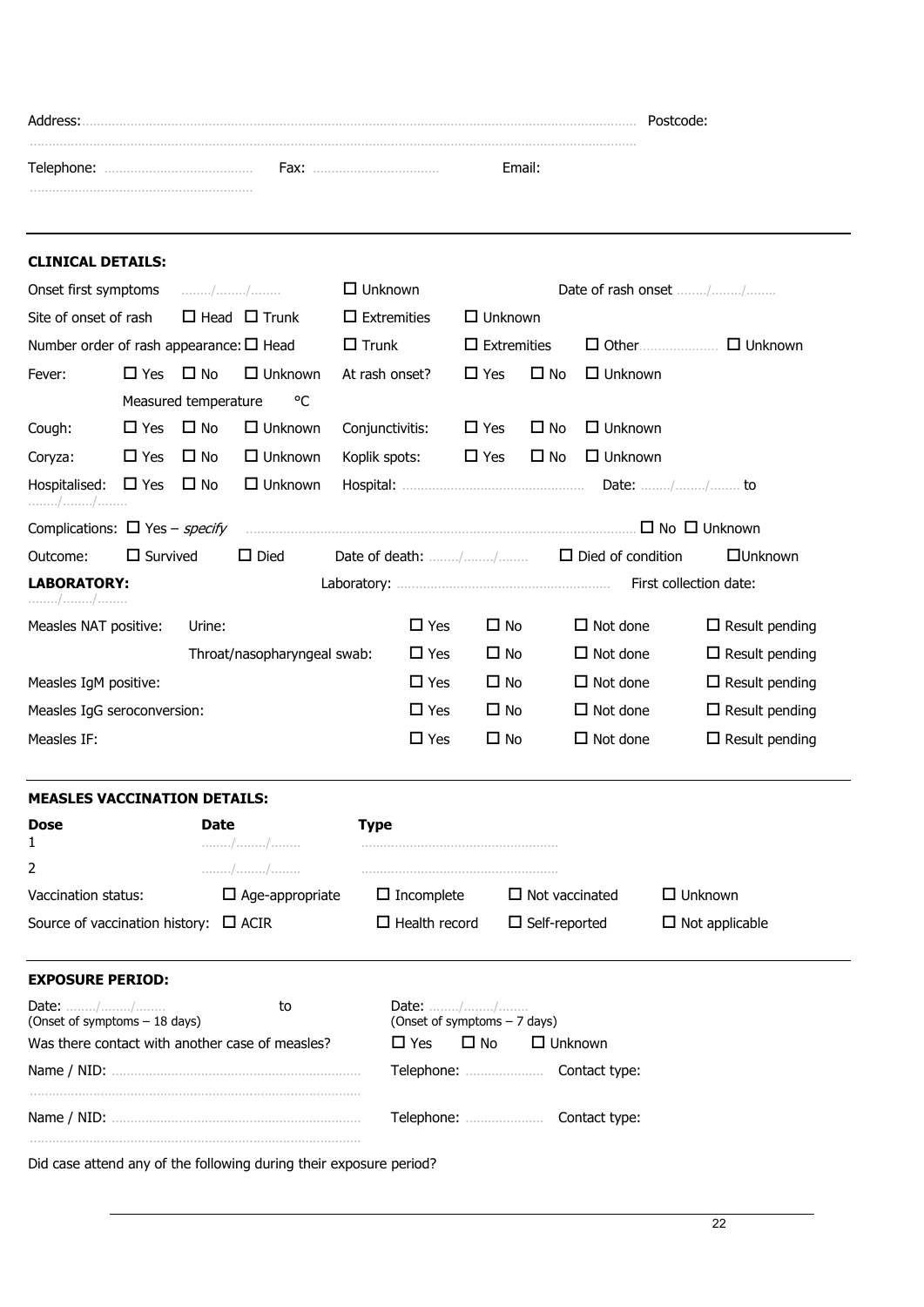Address: ................................................................................................................................................. Postcode:

.................................................................................................................................................

Telephone: ........................................ Fax: .................................. Email:

...........................................................

---

**CLINICAL DETAILS:**

Onset first symptoms ......../......../........ ☐ Unknown Date of rash onset ......../......../........

Site of onset of rash ☐ Head ☐ Trunk ☐ Extremities ☐ Unknown

Number order of rash appearance: ☐ Head ☐ Trunk ☐ Extremities ☐ Other..................... ☐ Unknown

Fever: ☐ Yes ☐ No ☐ Unknown At rash onset? ☐ Yes ☐ No ☐ Unknown

Measured temperature °C

Cough: ☐ Yes ☐ No ☐ Unknown Conjunctivitis: ☐ Yes ☐ No ☐ Unknown

Coryza: ☐ Yes ☐ No ☐ Unknown Koplik spots: ☐ Yes ☐ No ☐ Unknown

Hospitalised: ☐ Yes ☐ No ☐ Unknown Hospital: ................................................ Date: ......../......../........ to ......../......../........

Complications: ☐ Yes – *specify* ........................................................................................................ ☐ No ☐ Unknown

Outcome: ☐ Survived ☐ Died Date of death: ......../......../........ ☐ Died of condition ☐Unknown

**LABORATORY:** Laboratory: ........................................................ First collection date: ......../......../........

| | | | | | |
|---|---|---|---|---|---|
| Measles NAT positive: | Urine: | ☐ Yes | ☐ No | ☐ Not done | ☐ Result pending |
| | Throat/nasopharyngeal swab: | ☐ Yes | ☐ No | ☐ Not done | ☐ Result pending |
| Measles IgM positive: | | ☐ Yes | ☐ No | ☐ Not done | ☐ Result pending |
| Measles IgG seroconversion: | | ☐ Yes | ☐ No | ☐ Not done | ☐ Result pending |
| Measles IF: | | ☐ Yes | ☐ No | ☐ Not done | ☐ Result pending |

---

**MEASLES VACCINATION DETAILS:**

| **Dose** | **Date** | **Type** |
|---|---|---|
| 1 | ......../......../........ | ..................................................... |
| 2 | ......../......../........ | ..................................................... |

Vaccination status: ☐ Age-appropriate ☐ Incomplete ☐ Not vaccinated ☐ Unknown

Source of vaccination history: ☐ ACIR ☐ Health record ☐ Self-reported ☐ Not applicable

---

**EXPOSURE PERIOD:**

Date: ......../......../........ (Onset of symptoms – 18 days) to Date: ......../......../........ (Onset of symptoms – 7 days)

Was there contact with another case of measles? ☐ Yes ☐ No ☐ Unknown

Name / NID: .................................................................. Telephone: ..................... Contact type:

.....................................................................................

Name / NID: .................................................................. Telephone: ..................... Contact type:

.....................................................................................

Did case attend any of the following during their exposure period?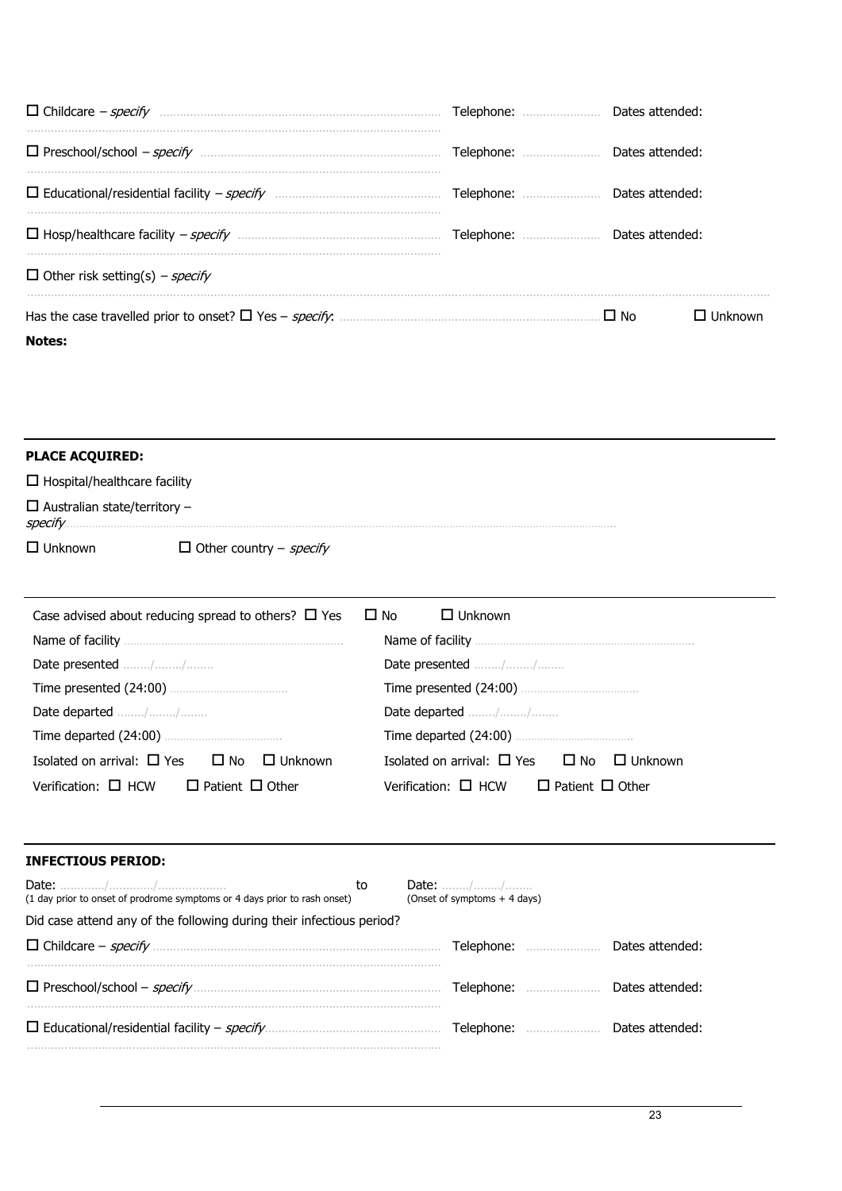☐ Childcare – *specify* ………………………………………………………………… Telephone: ……………… Dates attended:

…………………………………………………………………………………………………

☐ Preschool/school – *specify* …………………………………………………………… Telephone: ……………… Dates attended:

…………………………………………………………………………………………………

☐ Educational/residential facility – *specify* ………………………………………… Telephone: ……………… Dates attended:

…………………………………………………………………………………………………

☐ Hosp/healthcare facility – *specify* …………………………………………………… Telephone: ……………… Dates attended:

…………………………………………………………………………………………………

☐ Other risk setting(s) – *specify*

…………………………………………………………………………………………………

Has the case travelled prior to onset? ☐ Yes – *specify*: ……………………………………………………… ☐ No ☐ Unknown

**Notes:**

---

**PLACE ACQUIRED:**

☐ Hospital/healthcare facility

☐ Australian state/territory – *specify* ………………………………………………………………………………………

☐ Unknown ☐ Other country – *specify*

---

Case advised about reducing spread to others? ☐ Yes ☐ No ☐ Unknown

| | |
|---|---|
| Name of facility ……………………………………… | Name of facility ……………………………………… |
| Date presented ……/……/…… | Date presented ……/……/…… |
| Time presented (24:00) ……………………… | Time presented (24:00) ……………………… |
| Date departed ……/……/…… | Date departed ……/……/…… |
| Time departed (24:00) ……………………… | Time departed (24:00) ……………………… |
| Isolated on arrival: ☐ Yes ☐ No ☐ Unknown | Isolated on arrival: ☐ Yes ☐ No ☐ Unknown |
| Verification: ☐ HCW ☐ Patient ☐ Other | Verification: ☐ HCW ☐ Patient ☐ Other |

---

**INFECTIOUS PERIOD:**

Date: …………/…………/……………… to Date: ……/……/……

(1 day prior to onset of prodrome symptoms or 4 days prior to rash onset) (Onset of symptoms + 4 days)

Did case attend any of the following during their infectious period?

☐ Childcare – *specify* ………………………………………………………………… Telephone: ……………… Dates attended:

…………………………………………………………………………………………………

☐ Preschool/school – *specify* …………………………………………………………… Telephone: ……………… Dates attended:

…………………………………………………………………………………………………

☐ Educational/residential facility – *specify* ………………………………………… Telephone: ……………… Dates attended:

…………………………………………………………………………………………………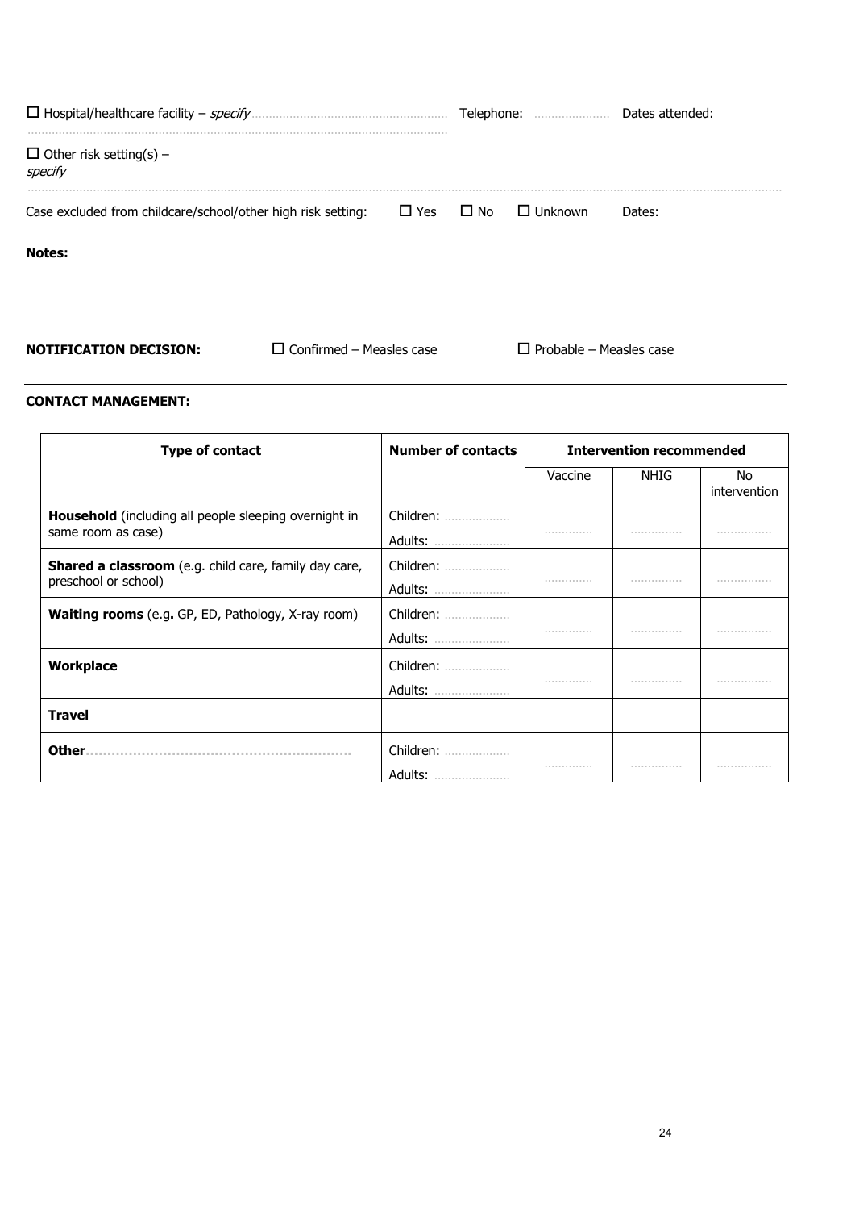☐ Hospital/healthcare facility – *specify* ........................................................ Telephone: ...................... Dates attended:

.........................................................................................................................

☐ Other risk setting(s) – *specify*

.........................................................................................................................................................................................................

Case excluded from childcare/school/other high risk setting: ☐ Yes ☐ No ☐ Unknown Dates:

**Notes:**

---

**NOTIFICATION DECISION:** ☐ Confirmed – Measles case ☐ Probable – Measles case

---

**CONTACT MANAGEMENT:**

| Type of contact | Number of contacts | Intervention recommended | | |
|---|---|---|---|---|
| | | Vaccine | NHIG | No intervention |
| **Household** (including all people sleeping overnight in same room as case) | Children: ..................<br>Adults: ...................... | .............. | .............. | ............... |
| **Shared a classroom** (e.g. child care, family day care, preschool or school) | Children: ..................<br>Adults: ...................... | .............. | .............. | ............... |
| **Waiting rooms** (e.g**.** GP, ED, Pathology, X-ray room) | Children: ..................<br>Adults: ...................... | .............. | .............. | ............... |
| **Workplace** | Children: ..................<br>Adults: ...................... | .............. | .............. | ............... |
| **Travel** | | | | |
| **Other**............................................................... | Children: ..................<br>Adults: ...................... | .............. | .............. | ............... |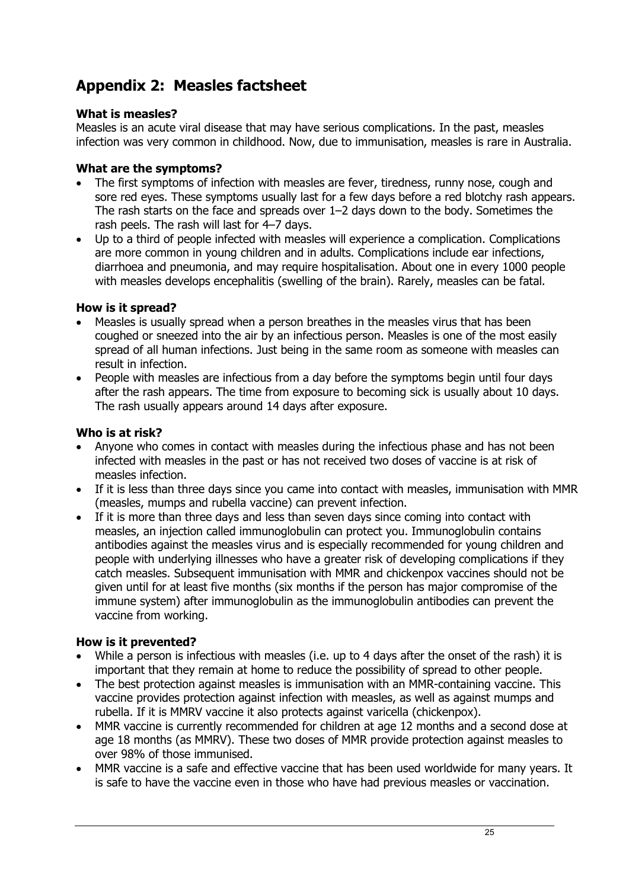## Appendix 2: Measles factsheet

**What is measles?**

Measles is an acute viral disease that may have serious complications. In the past, measles infection was very common in childhood. Now, due to immunisation, measles is rare in Australia.

**What are the symptoms?**

- The first symptoms of infection with measles are fever, tiredness, runny nose, cough and sore red eyes. These symptoms usually last for a few days before a red blotchy rash appears. The rash starts on the face and spreads over 1–2 days down to the body. Sometimes the rash peels. The rash will last for 4–7 days.
- Up to a third of people infected with measles will experience a complication. Complications are more common in young children and in adults. Complications include ear infections, diarrhoea and pneumonia, and may require hospitalisation. About one in every 1000 people with measles develops encephalitis (swelling of the brain). Rarely, measles can be fatal.

**How is it spread?**

- Measles is usually spread when a person breathes in the measles virus that has been coughed or sneezed into the air by an infectious person. Measles is one of the most easily spread of all human infections. Just being in the same room as someone with measles can result in infection.
- People with measles are infectious from a day before the symptoms begin until four days after the rash appears. The time from exposure to becoming sick is usually about 10 days. The rash usually appears around 14 days after exposure.

**Who is at risk?**

- Anyone who comes in contact with measles during the infectious phase and has not been infected with measles in the past or has not received two doses of vaccine is at risk of measles infection.
- If it is less than three days since you came into contact with measles, immunisation with MMR (measles, mumps and rubella vaccine) can prevent infection.
- If it is more than three days and less than seven days since coming into contact with measles, an injection called immunoglobulin can protect you. Immunoglobulin contains antibodies against the measles virus and is especially recommended for young children and people with underlying illnesses who have a greater risk of developing complications if they catch measles. Subsequent immunisation with MMR and chickenpox vaccines should not be given until for at least five months (six months if the person has major compromise of the immune system) after immunoglobulin as the immunoglobulin antibodies can prevent the vaccine from working.

**How is it prevented?**

- While a person is infectious with measles (i.e. up to 4 days after the onset of the rash) it is important that they remain at home to reduce the possibility of spread to other people.
- The best protection against measles is immunisation with an MMR-containing vaccine. This vaccine provides protection against infection with measles, as well as against mumps and rubella. If it is MMRV vaccine it also protects against varicella (chickenpox).
- MMR vaccine is currently recommended for children at age 12 months and a second dose at age 18 months (as MMRV). These two doses of MMR provide protection against measles to over 98% of those immunised.
- MMR vaccine is a safe and effective vaccine that has been used worldwide for many years. It is safe to have the vaccine even in those who have had previous measles or vaccination.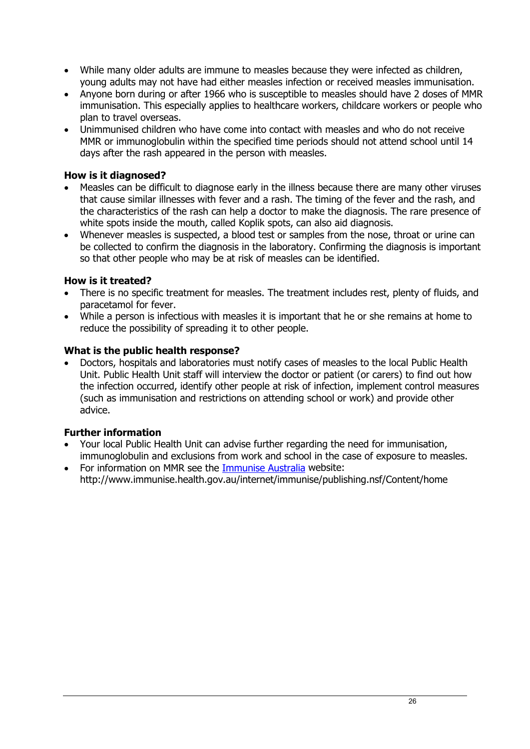- While many older adults are immune to measles because they were infected as children, young adults may not have had either measles infection or received measles immunisation.
- Anyone born during or after 1966 who is susceptible to measles should have 2 doses of MMR immunisation. This especially applies to healthcare workers, childcare workers or people who plan to travel overseas.
- Unimmunised children who have come into contact with measles and who do not receive MMR or immunoglobulin within the specified time periods should not attend school until 14 days after the rash appeared in the person with measles.

**How is it diagnosed?**

- Measles can be difficult to diagnose early in the illness because there are many other viruses that cause similar illnesses with fever and a rash. The timing of the fever and the rash, and the characteristics of the rash can help a doctor to make the diagnosis. The rare presence of white spots inside the mouth, called Koplik spots, can also aid diagnosis.
- Whenever measles is suspected, a blood test or samples from the nose, throat or urine can be collected to confirm the diagnosis in the laboratory. Confirming the diagnosis is important so that other people who may be at risk of measles can be identified.

**How is it treated?**

- There is no specific treatment for measles. The treatment includes rest, plenty of fluids, and paracetamol for fever.
- While a person is infectious with measles it is important that he or she remains at home to reduce the possibility of spreading it to other people.

**What is the public health response?**

- Doctors, hospitals and laboratories must notify cases of measles to the local Public Health Unit. Public Health Unit staff will interview the doctor or patient (or carers) to find out how the infection occurred, identify other people at risk of infection, implement control measures (such as immunisation and restrictions on attending school or work) and provide other advice.

**Further information**

- Your local Public Health Unit can advise further regarding the need for immunisation, immunoglobulin and exclusions from work and school in the case of exposure to measles.
- For information on MMR see the [Immunise Australia](http://www.immunise.health.gov.au/internet/immunise/publishing.nsf/Content/home) website: http://www.immunise.health.gov.au/internet/immunise/publishing.nsf/Content/home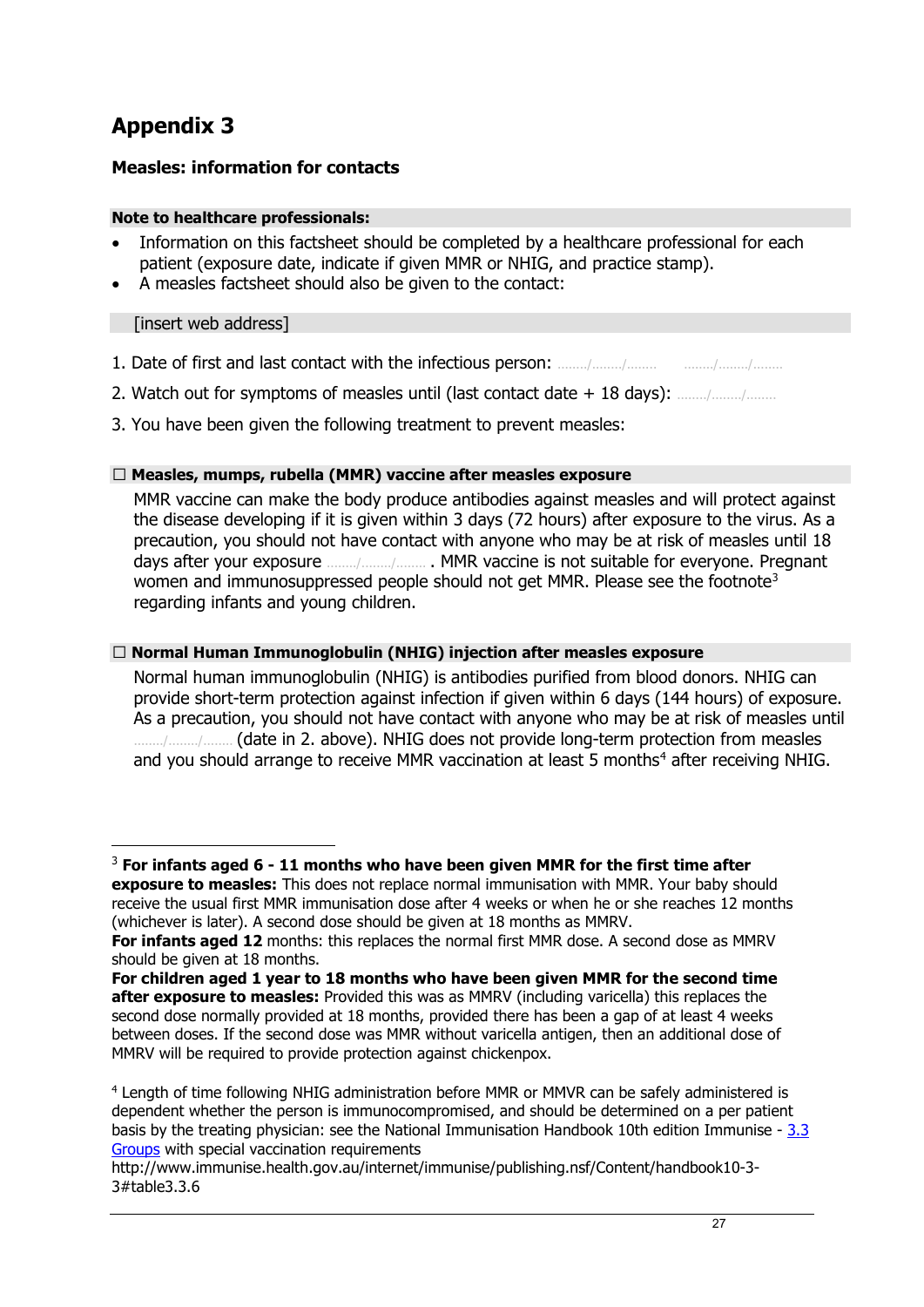# Appendix 3

**Measles: information for contacts**

**Note to healthcare professionals:**

- Information on this factsheet should be completed by a healthcare professional for each patient (exposure date, indicate if given MMR or NHIG, and practice stamp).
- A measles factsheet should also be given to the contact:

[insert web address]

1. Date of first and last contact with the infectious person: ……../……../……..  ……../……../……..
2. Watch out for symptoms of measles until (last contact date + 18 days): ……../……../……..
3. You have been given the following treatment to prevent measles:

**☐ Measles, mumps, rubella (MMR) vaccine after measles exposure**

MMR vaccine can make the body produce antibodies against measles and will protect against the disease developing if it is given within 3 days (72 hours) after exposure to the virus. As a precaution, you should not have contact with anyone who may be at risk of measles until 18 days after your exposure ……../……../…….. . MMR vaccine is not suitable for everyone. Pregnant women and immunosuppressed people should not get MMR. Please see the footnote[3] regarding infants and young children.

**☐ Normal Human Immunoglobulin (NHIG) injection after measles exposure**

Normal human immunoglobulin (NHIG) is antibodies purified from blood donors. NHIG can provide short-term protection against infection if given within 6 days (144 hours) of exposure. As a precaution, you should not have contact with anyone who may be at risk of measles until ……../……../…….. (date in 2. above). NHIG does not provide long-term protection from measles and you should arrange to receive MMR vaccination at least 5 months[4] after receiving NHIG.

---

[3] **For infants aged 6 - 11 months who have been given MMR for the first time after exposure to measles:** This does not replace normal immunisation with MMR. Your baby should receive the usual first MMR immunisation dose after 4 weeks or when he or she reaches 12 months (whichever is later). A second dose should be given at 18 months as MMRV.
**For infants aged 12** months: this replaces the normal first MMR dose. A second dose as MMRV should be given at 18 months.
**For children aged 1 year to 18 months who have been given MMR for the second time after exposure to measles:** Provided this was as MMRV (including varicella) this replaces the second dose normally provided at 18 months, provided there has been a gap of at least 4 weeks between doses. If the second dose was MMR without varicella antigen, then an additional dose of MMRV will be required to provide protection against chickenpox.

[4] Length of time following NHIG administration before MMR or MMVR can be safely administered is dependent whether the person is immunocompromised, and should be determined on a per patient basis by the treating physician: see the National Immunisation Handbook 10th edition Immunise - 3.3 Groups with special vaccination requirements
http://www.immunise.health.gov.au/internet/immunise/publishing.nsf/Content/handbook10-3-3#table3.3.6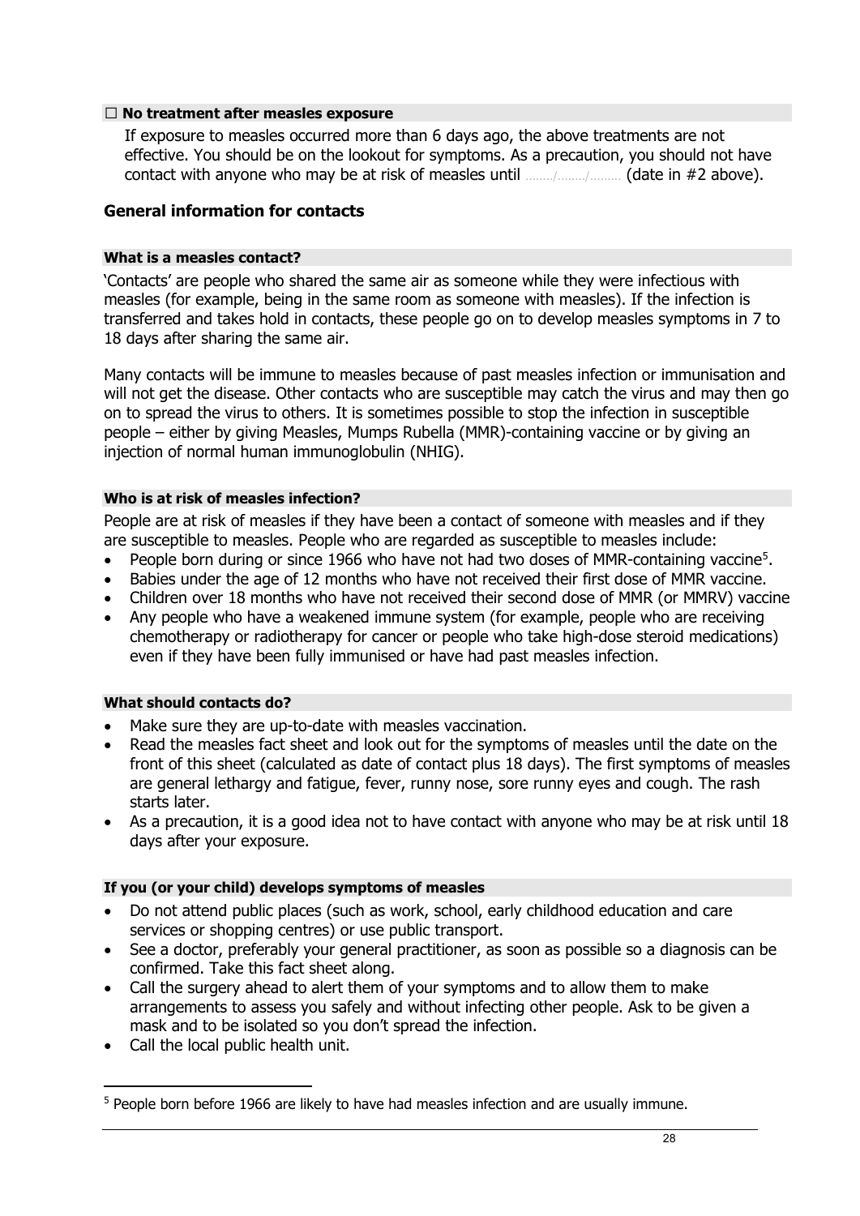**☐ No treatment after measles exposure**

If exposure to measles occurred more than 6 days ago, the above treatments are not effective. You should be on the lookout for symptoms. As a precaution, you should not have contact with anyone who may be at risk of measles until ......../......../......... (date in #2 above).

## General information for contacts

#### What is a measles contact?

'Contacts' are people who shared the same air as someone while they were infectious with measles (for example, being in the same room as someone with measles). If the infection is transferred and takes hold in contacts, these people go on to develop measles symptoms in 7 to 18 days after sharing the same air.

Many contacts will be immune to measles because of past measles infection or immunisation and will not get the disease. Other contacts who are susceptible may catch the virus and may then go on to spread the virus to others. It is sometimes possible to stop the infection in susceptible people – either by giving Measles, Mumps Rubella (MMR)-containing vaccine or by giving an injection of normal human immunoglobulin (NHIG).

#### Who is at risk of measles infection?

People are at risk of measles if they have been a contact of someone with measles and if they are susceptible to measles. People who are regarded as susceptible to measles include:

- People born during or since 1966 who have not had two doses of MMR-containing vaccine[5].
- Babies under the age of 12 months who have not received their first dose of MMR vaccine.
- Children over 18 months who have not received their second dose of MMR (or MMRV) vaccine
- Any people who have a weakened immune system (for example, people who are receiving chemotherapy or radiotherapy for cancer or people who take high-dose steroid medications) even if they have been fully immunised or have had past measles infection.

#### What should contacts do?

- Make sure they are up-to-date with measles vaccination.
- Read the measles fact sheet and look out for the symptoms of measles until the date on the front of this sheet (calculated as date of contact plus 18 days). The first symptoms of measles are general lethargy and fatigue, fever, runny nose, sore runny eyes and cough. The rash starts later.
- As a precaution, it is a good idea not to have contact with anyone who may be at risk until 18 days after your exposure.

#### If you (or your child) develops symptoms of measles

- Do not attend public places (such as work, school, early childhood education and care services or shopping centres) or use public transport.
- See a doctor, preferably your general practitioner, as soon as possible so a diagnosis can be confirmed. Take this fact sheet along.
- Call the surgery ahead to alert them of your symptoms and to allow them to make arrangements to assess you safely and without infecting other people. Ask to be given a mask and to be isolated so you don't spread the infection.
- Call the local public health unit.

[5] People born before 1966 are likely to have had measles infection and are usually immune.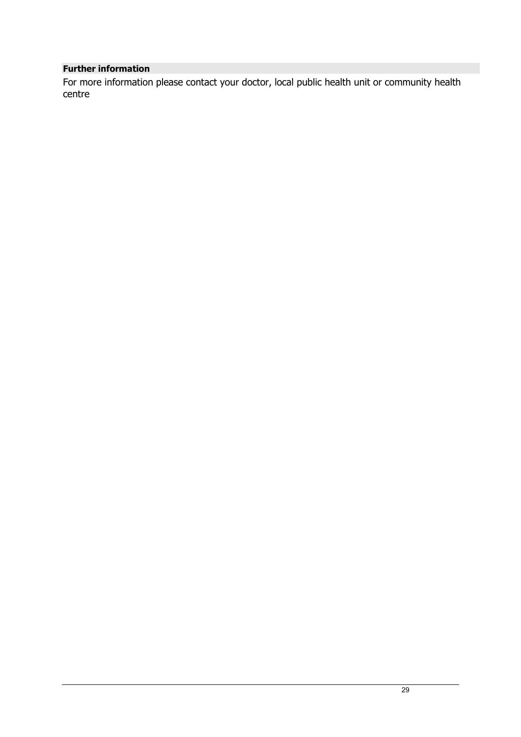**Further information**

For more information please contact your doctor, local public health unit or community health centre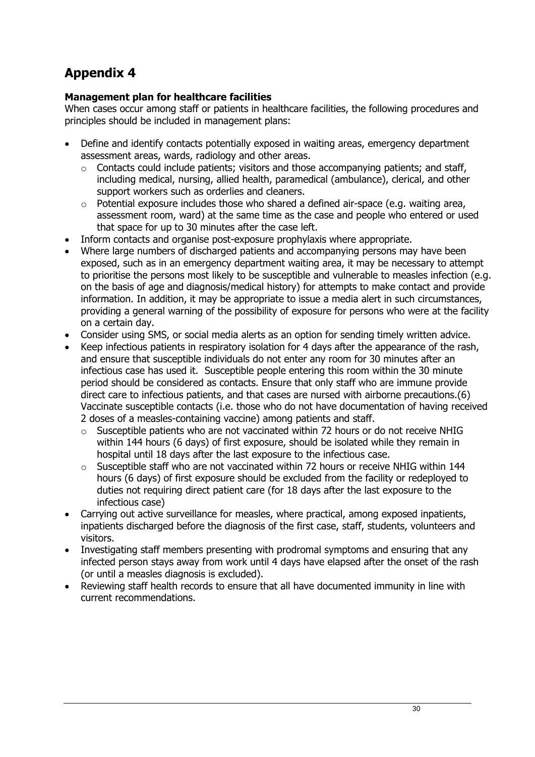# Appendix 4

**Management plan for healthcare facilities**

When cases occur among staff or patients in healthcare facilities, the following procedures and principles should be included in management plans:

- Define and identify contacts potentially exposed in waiting areas, emergency department assessment areas, wards, radiology and other areas.
    - Contacts could include patients; visitors and those accompanying patients; and staff, including medical, nursing, allied health, paramedical (ambulance), clerical, and other support workers such as orderlies and cleaners.
    - Potential exposure includes those who shared a defined air-space (e.g. waiting area, assessment room, ward) at the same time as the case and people who entered or used that space for up to 30 minutes after the case left.
- Inform contacts and organise post-exposure prophylaxis where appropriate.
- Where large numbers of discharged patients and accompanying persons may have been exposed, such as in an emergency department waiting area, it may be necessary to attempt to prioritise the persons most likely to be susceptible and vulnerable to measles infection (e.g. on the basis of age and diagnosis/medical history) for attempts to make contact and provide information. In addition, it may be appropriate to issue a media alert in such circumstances, providing a general warning of the possibility of exposure for persons who were at the facility on a certain day.
- Consider using SMS, or social media alerts as an option for sending timely written advice.
- Keep infectious patients in respiratory isolation for 4 days after the appearance of the rash, and ensure that susceptible individuals do not enter any room for 30 minutes after an infectious case has used it. Susceptible people entering this room within the 30 minute period should be considered as contacts. Ensure that only staff who are immune provide direct care to infectious patients, and that cases are nursed with airborne precautions.(6) Vaccinate susceptible contacts (i.e. those who do not have documentation of having received 2 doses of a measles-containing vaccine) among patients and staff.
    - Susceptible patients who are not vaccinated within 72 hours or do not receive NHIG within 144 hours (6 days) of first exposure, should be isolated while they remain in hospital until 18 days after the last exposure to the infectious case.
    - Susceptible staff who are not vaccinated within 72 hours or receive NHIG within 144 hours (6 days) of first exposure should be excluded from the facility or redeployed to duties not requiring direct patient care (for 18 days after the last exposure to the infectious case)
- Carrying out active surveillance for measles, where practical, among exposed inpatients, inpatients discharged before the diagnosis of the first case, staff, students, volunteers and visitors.
- Investigating staff members presenting with prodromal symptoms and ensuring that any infected person stays away from work until 4 days have elapsed after the onset of the rash (or until a measles diagnosis is excluded).
- Reviewing staff health records to ensure that all have documented immunity in line with current recommendations.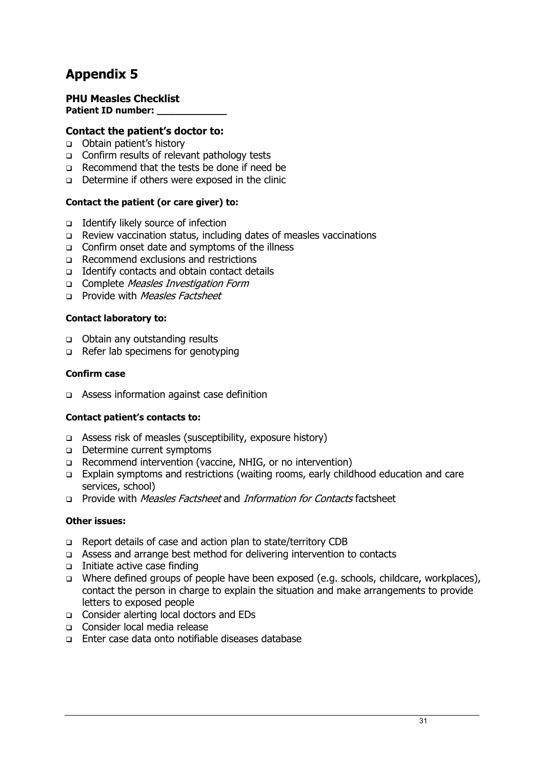# Appendix 5

**PHU Measles Checklist**
**Patient ID number: ____________**

### Contact the patient's doctor to:

- Obtain patient's history
- Confirm results of relevant pathology tests
- Recommend that the tests be done if need be
- Determine if others were exposed in the clinic

**Contact the patient (or care giver) to:**

- Identify likely source of infection
- Review vaccination status, including dates of measles vaccinations
- Confirm onset date and symptoms of the illness
- Recommend exclusions and restrictions
- Identify contacts and obtain contact details
- Complete *Measles Investigation Form*
- Provide with *Measles Factsheet*

**Contact laboratory to:**

- Obtain any outstanding results
- Refer lab specimens for genotyping

**Confirm case**

- Assess information against case definition

**Contact patient's contacts to:**

- Assess risk of measles (susceptibility, exposure history)
- Determine current symptoms
- Recommend intervention (vaccine, NHIG, or no intervention)
- Explain symptoms and restrictions (waiting rooms, early childhood education and care services, school)
- Provide with *Measles Factsheet* and *Information for Contacts* factsheet

**Other issues:**

- Report details of case and action plan to state/territory CDB
- Assess and arrange best method for delivering intervention to contacts
- Initiate active case finding
- Where defined groups of people have been exposed (e.g. schools, childcare, workplaces), contact the person in charge to explain the situation and make arrangements to provide letters to exposed people
- Consider alerting local doctors and EDs
- Consider local media release
- Enter case data onto notifiable diseases database